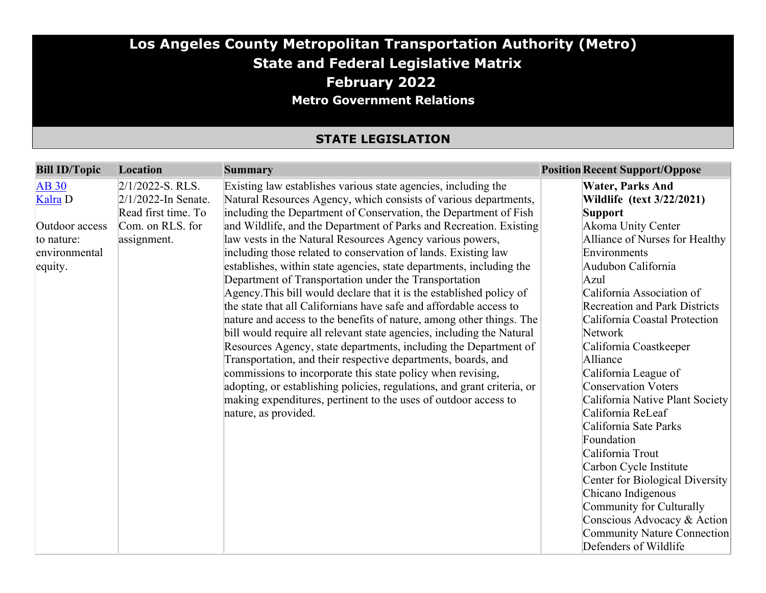# Los Angeles County Metropolitan Transportation Authority (Metro)
# State and Federal Legislative Matrix
# February 2022
### Metro Government Relations

## STATE LEGISLATION

| Bill ID/Topic | Location | Summary | Position | Recent Support/Oppose |
|---|---|---|---|---|
| [AB 30](#) [Kalra](#) D<br><br>Outdoor access to nature: environmental equity. | 2/1/2022-S. RLS. 2/1/2022-In Senate. Read first time. To Com. on RLS. for assignment. | Existing law establishes various state agencies, including the Natural Resources Agency, which consists of various departments, including the Department of Conservation, the Department of Fish and Wildlife, and the Department of Parks and Recreation. Existing law vests in the Natural Resources Agency various powers, including those related to conservation of lands. Existing law establishes, within state agencies, state departments, including the Department of Transportation under the Transportation Agency.This bill would declare that it is the established policy of the state that all Californians have safe and affordable access to nature and access to the benefits of nature, among other things. The bill would require all relevant state agencies, including the Natural Resources Agency, state departments, including the Department of Transportation, and their respective departments, boards, and commissions to incorporate this state policy when revising, adopting, or establishing policies, regulations, and grant criteria, or making expenditures, pertinent to the uses of outdoor access to nature, as provided. | | **Water, Parks And Wildlife (text 3/22/2021)**<br>**Support**<br>Akoma Unity Center<br>Alliance of Nurses for Healthy Environments<br>Audubon California<br>Azul<br>California Association of Recreation and Park Districts<br>California Coastal Protection Network<br>California Coastkeeper Alliance<br>California League of Conservation Voters<br>California Native Plant Society<br>California ReLeaf<br>California Sate Parks Foundation<br>California Trout<br>Carbon Cycle Institute<br>Center for Biological Diversity<br>Chicano Indigenous Community for Culturally Conscious Advocacy & Action<br>Community Nature Connection<br>Defenders of Wildlife |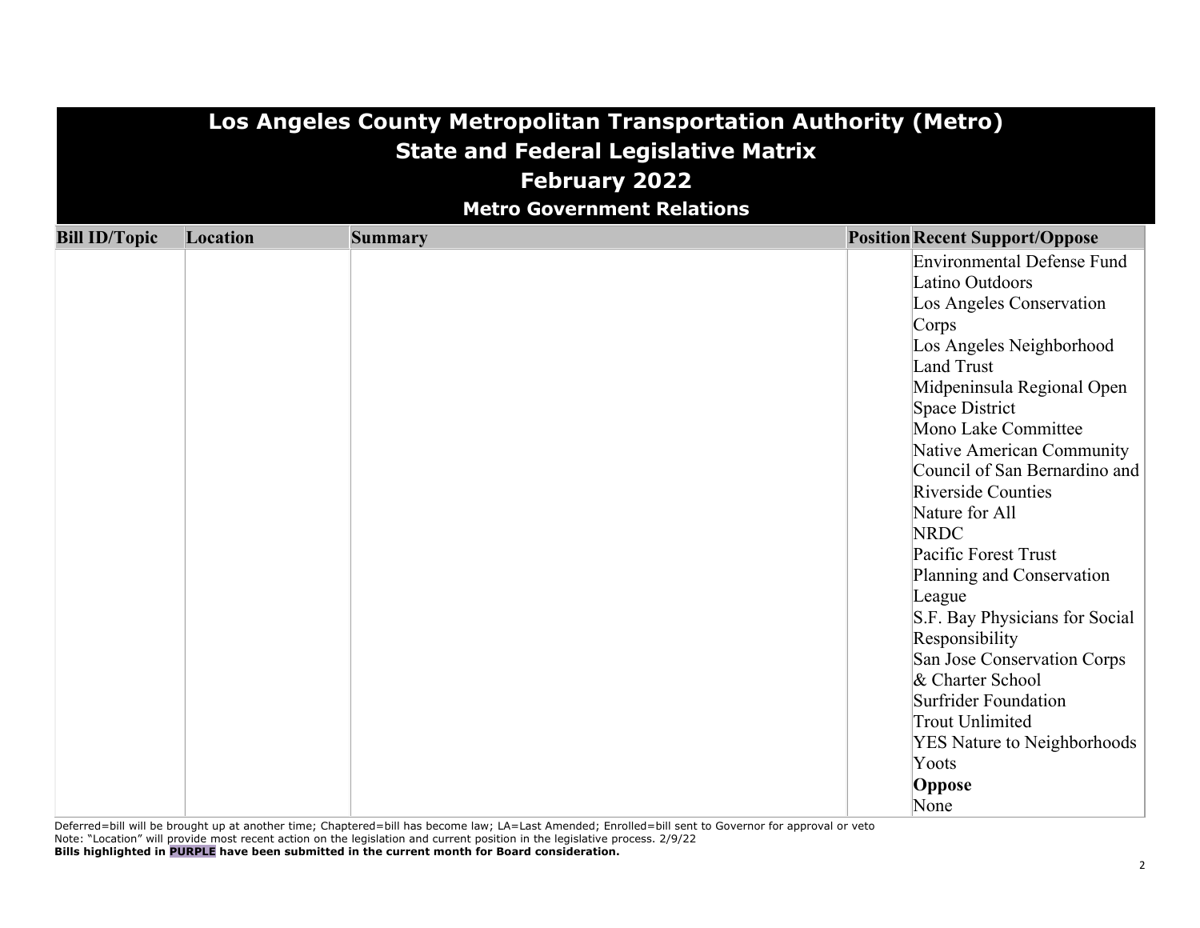# Los Angeles County Metropolitan Transportation Authority (Metro)
## State and Federal Legislative Matrix
## February 2022
### Metro Government Relations

| Bill ID/Topic | Location | Summary | Position | Recent Support/Oppose |
|---|---|---|---|---|
| | | | | Environmental Defense Fund<br>Latino Outdoors<br>Los Angeles Conservation Corps<br>Los Angeles Neighborhood Land Trust<br>Midpeninsula Regional Open Space District<br>Mono Lake Committee<br>Native American Community Council of San Bernardino and Riverside Counties<br>Nature for All<br>NRDC<br>Pacific Forest Trust<br>Planning and Conservation League<br>S.F. Bay Physicians for Social Responsibility<br>San Jose Conservation Corps & Charter School<br>Surfrider Foundation<br>Trout Unlimited<br>YES Nature to Neighborhoods<br>Yoots<br>**Oppose**<br>None |

Deferred=bill will be brought up at another time; Chaptered=bill has become law; LA=Last Amended; Enrolled=bill sent to Governor for approval or veto
Note: "Location" will provide most recent action on the legislation and current position in the legislative process. 2/9/22
**Bills highlighted in PURPLE have been submitted in the current month for Board consideration.**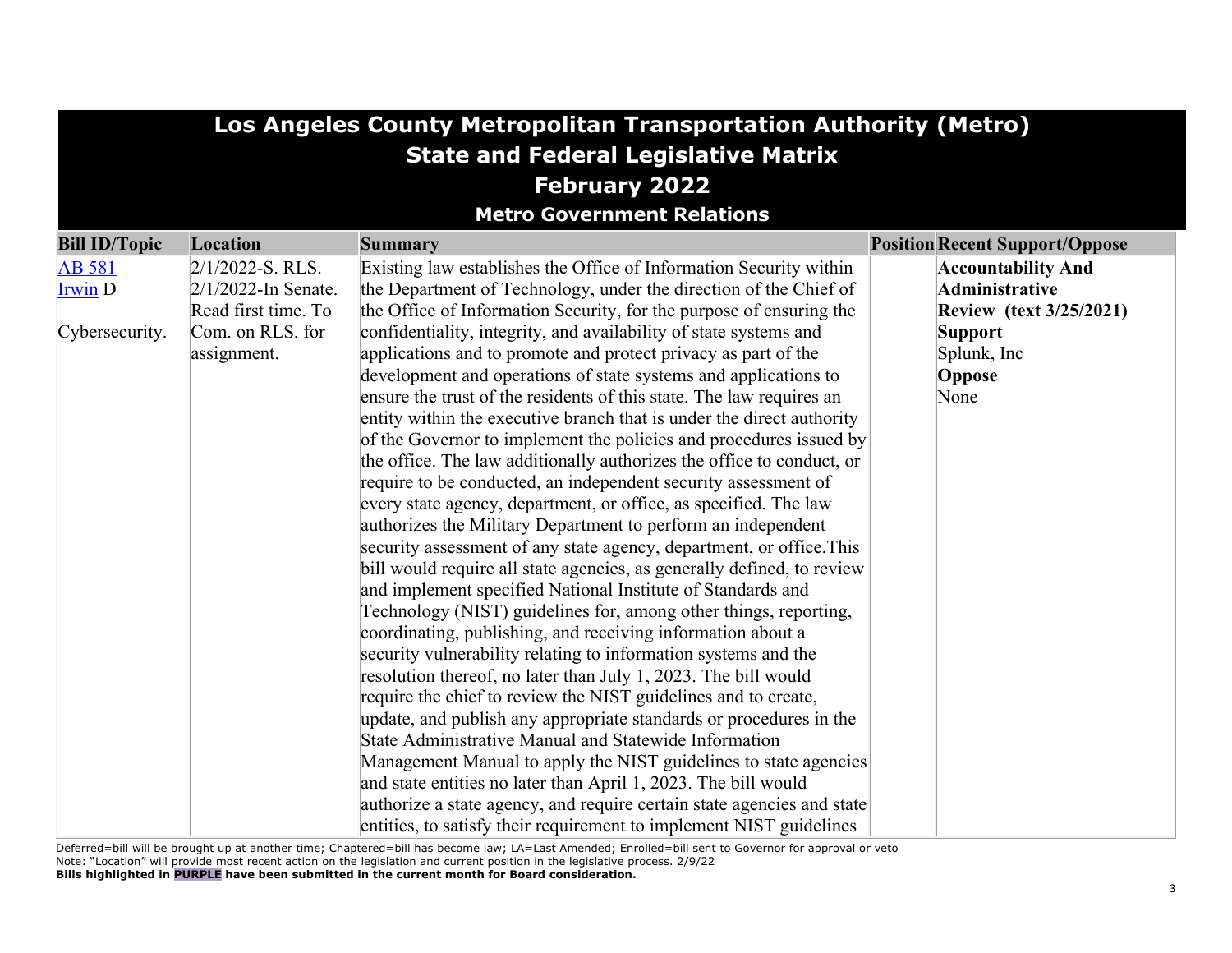# Los Angeles County Metropolitan Transportation Authority (Metro)
## State and Federal Legislative Matrix
## February 2022
### Metro Government Relations

| Bill ID/Topic | Location | Summary | Position | Recent Support/Oppose |
|---|---|---|---|---|
| AB 581 Irwin D<br><br>Cybersecurity. | 2/1/2022-S. RLS.<br>2/1/2022-In Senate. Read first time. To Com. on RLS. for assignment. | Existing law establishes the Office of Information Security within the Department of Technology, under the direction of the Chief of the Office of Information Security, for the purpose of ensuring the confidentiality, integrity, and availability of state systems and applications and to promote and protect privacy as part of the development and operations of state systems and applications to ensure the trust of the residents of this state. The law requires an entity within the executive branch that is under the direct authority of the Governor to implement the policies and procedures issued by the office. The law additionally authorizes the office to conduct, or require to be conducted, an independent security assessment of every state agency, department, or office, as specified. The law authorizes the Military Department to perform an independent security assessment of any state agency, department, or office.This bill would require all state agencies, as generally defined, to review and implement specified National Institute of Standards and Technology (NIST) guidelines for, among other things, reporting, coordinating, publishing, and receiving information about a security vulnerability relating to information systems and the resolution thereof, no later than July 1, 2023. The bill would require the chief to review the NIST guidelines and to create, update, and publish any appropriate standards or procedures in the State Administrative Manual and Statewide Information Management Manual to apply the NIST guidelines to state agencies and state entities no later than April 1, 2023. The bill would authorize a state agency, and require certain state agencies and state entities, to satisfy their requirement to implement NIST guidelines | | **Accountability And Administrative Review (text 3/25/2021)**<br>**Support**<br>Splunk, Inc<br>**Oppose**<br>None |

Deferred=bill will be brought up at another time; Chaptered=bill has become law; LA=Last Amended; Enrolled=bill sent to Governor for approval or veto
Note: "Location" will provide most recent action on the legislation and current position in the legislative process. 2/9/22
**Bills highlighted in PURPLE have been submitted in the current month for Board consideration.**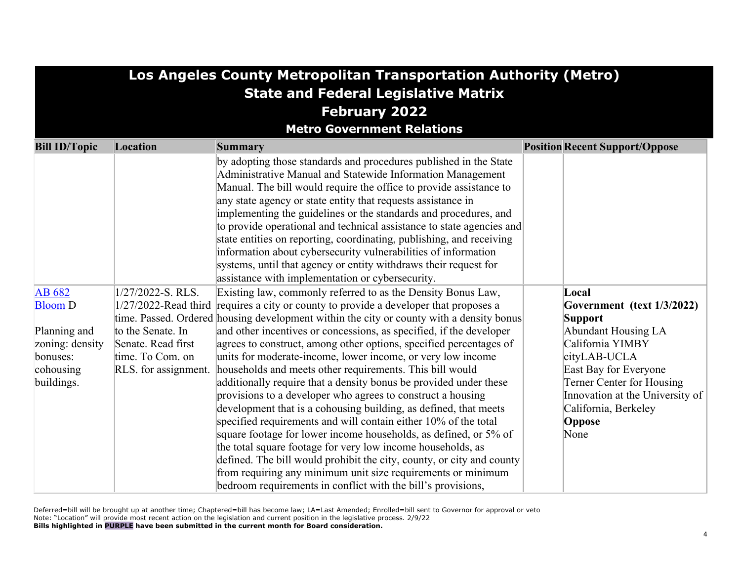# Los Angeles County Metropolitan Transportation Authority (Metro)
## State and Federal Legislative Matrix
## February 2022
### Metro Government Relations

| Bill ID/Topic | Location | Summary | Position | Recent Support/Oppose |
|---|---|---|---|---|
| | | by adopting those standards and procedures published in the State Administrative Manual and Statewide Information Management Manual. The bill would require the office to provide assistance to any state agency or state entity that requests assistance in implementing the guidelines or the standards and procedures, and to provide operational and technical assistance to state agencies and state entities on reporting, coordinating, publishing, and receiving information about cybersecurity vulnerabilities of information systems, until that agency or entity withdraws their request for assistance with implementation or cybersecurity. | | |
| AB 682<br>Bloom D<br><br>Planning and zoning: density bonuses: cohousing buildings. | 1/27/2022-S. RLS.<br>1/27/2022-Read third time. Passed. Ordered to the Senate. In Senate. Read first time. To Com. on RLS. for assignment. | Existing law, commonly referred to as the Density Bonus Law, requires a city or county to provide a developer that proposes a housing development within the city or county with a density bonus and other incentives or concessions, as specified, if the developer agrees to construct, among other options, specified percentages of units for moderate-income, lower income, or very low income households and meets other requirements. This bill would additionally require that a density bonus be provided under these provisions to a developer who agrees to construct a housing development that is a cohousing building, as defined, that meets specified requirements and will contain either 10% of the total square footage for lower income households, as defined, or 5% of the total square footage for very low income households, as defined. The bill would prohibit the city, county, or city and county from requiring any minimum unit size requirements or minimum bedroom requirements in conflict with the bill's provisions, | | **Local Government (text 1/3/2022)**<br>**Support**<br>Abundant Housing LA<br>California YIMBY<br>cityLAB-UCLA<br>East Bay for Everyone<br>Terner Center for Housing Innovation at the University of California, Berkeley<br>**Oppose**<br>None |

Deferred=bill will be brought up at another time; Chaptered=bill has become law; LA=Last Amended; Enrolled=bill sent to Governor for approval or veto
Note: "Location" will provide most recent action on the legislation and current position in the legislative process. 2/9/22
**Bills highlighted in PURPLE have been submitted in the current month for Board consideration.**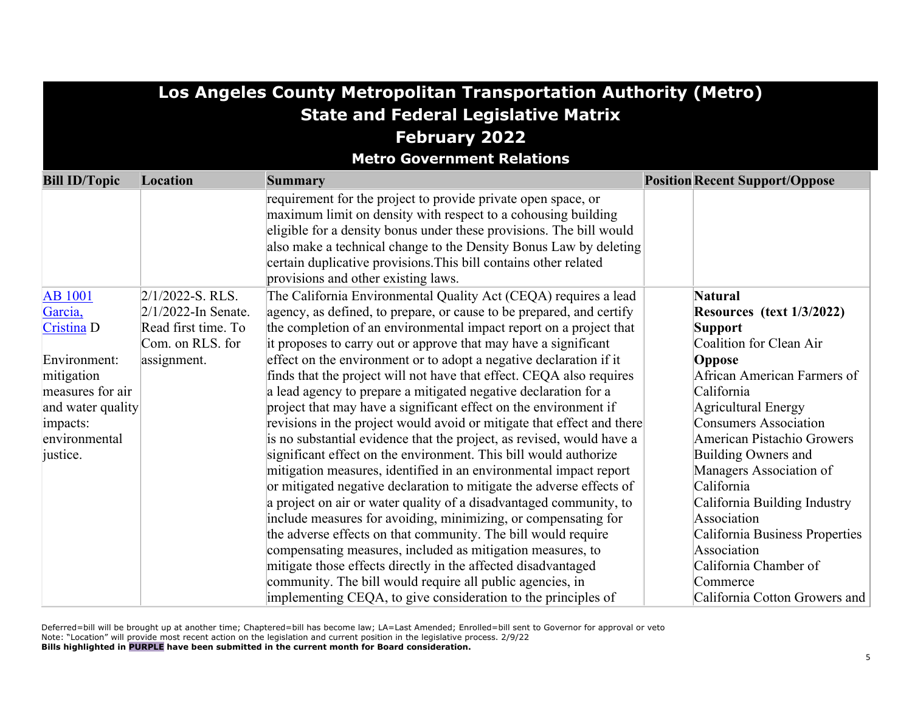# Los Angeles County Metropolitan Transportation Authority (Metro)
## State and Federal Legislative Matrix
## February 2022
### Metro Government Relations

| Bill ID/Topic | Location | Summary | Position | Recent Support/Oppose |
|---|---|---|---|---|
| | | requirement for the project to provide private open space, or maximum limit on density with respect to a cohousing building eligible for a density bonus under these provisions. The bill would also make a technical change to the Density Bonus Law by deleting certain duplicative provisions.This bill contains other related provisions and other existing laws. | | |
| AB 1001 Garcia, Cristina D<br><br>Environment: mitigation measures for air and water quality impacts: environmental justice. | 2/1/2022-S. RLS. 2/1/2022-In Senate. Read first time. To Com. on RLS. for assignment. | The California Environmental Quality Act (CEQA) requires a lead agency, as defined, to prepare, or cause to be prepared, and certify the completion of an environmental impact report on a project that it proposes to carry out or approve that may have a significant effect on the environment or to adopt a negative declaration if it finds that the project will not have that effect. CEQA also requires a lead agency to prepare a mitigated negative declaration for a project that may have a significant effect on the environment if revisions in the project would avoid or mitigate that effect and there is no substantial evidence that the project, as revised, would have a significant effect on the environment. This bill would authorize mitigation measures, identified in an environmental impact report or mitigated negative declaration to mitigate the adverse effects of a project on air or water quality of a disadvantaged community, to include measures for avoiding, minimizing, or compensating for the adverse effects on that community. The bill would require compensating measures, included as mitigation measures, to mitigate those effects directly in the affected disadvantaged community. The bill would require all public agencies, in implementing CEQA, to give consideration to the principles of | | **Natural Resources (text 1/3/2022)**<br>**Support**<br>Coalition for Clean Air<br>**Oppose**<br>African American Farmers of California<br>Agricultural Energy Consumers Association<br>American Pistachio Growers<br>Building Owners and Managers Association of California<br>California Building Industry Association<br>California Business Properties Association<br>California Chamber of Commerce<br>California Cotton Growers and |

Deferred=bill will be brought up at another time; Chaptered=bill has become law; LA=Last Amended; Enrolled=bill sent to Governor for approval or veto
Note: "Location" will provide most recent action on the legislation and current position in the legislative process. 2/9/22
**Bills highlighted in PURPLE have been submitted in the current month for Board consideration.**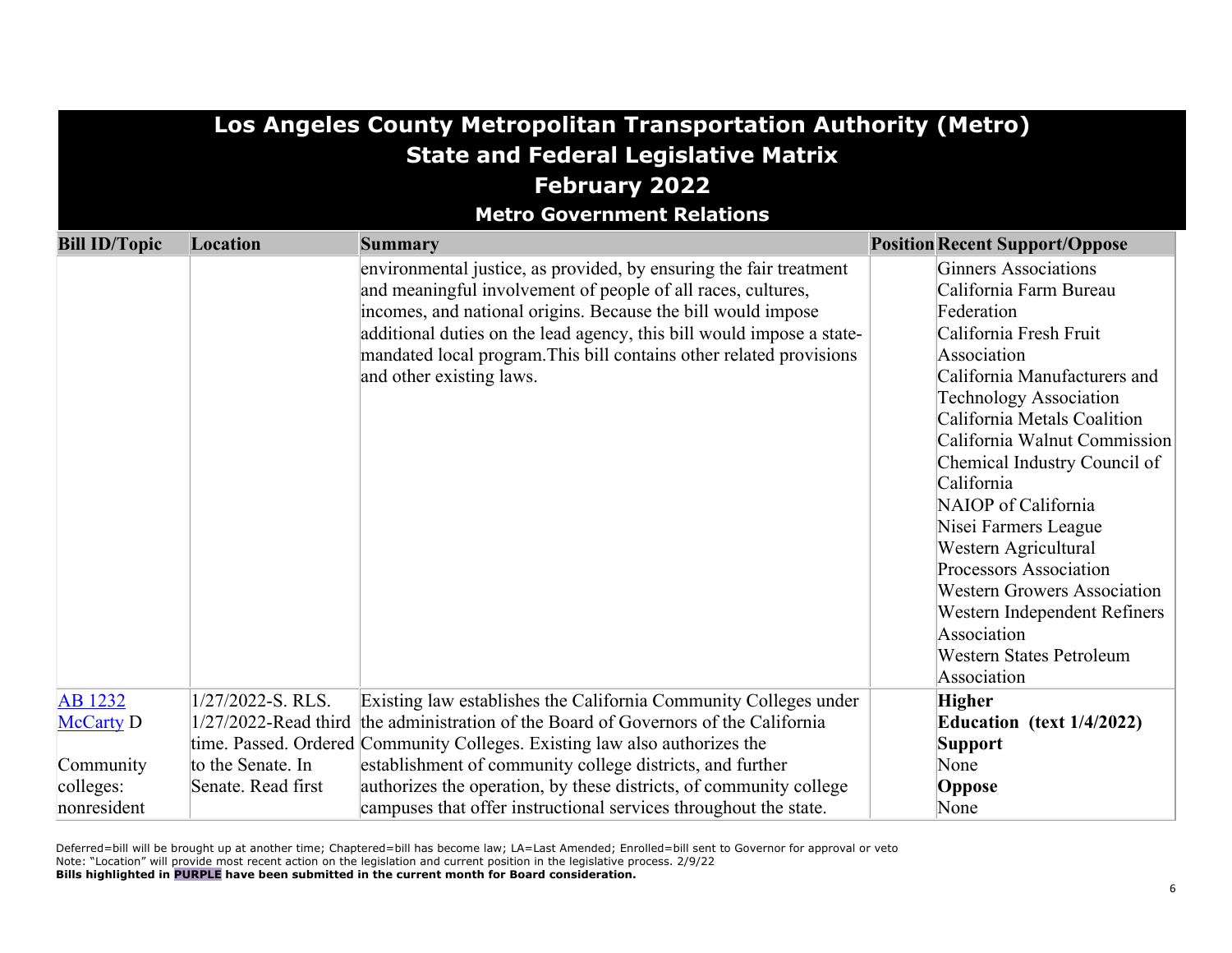# Los Angeles County Metropolitan Transportation Authority (Metro)
## State and Federal Legislative Matrix
## February 2022
### Metro Government Relations

| Bill ID/Topic | Location | Summary | Position | Recent Support/Oppose |
|---|---|---|---|---|
| | | environmental justice, as provided, by ensuring the fair treatment and meaningful involvement of people of all races, cultures, incomes, and national origins. Because the bill would impose additional duties on the lead agency, this bill would impose a state-mandated local program.This bill contains other related provisions and other existing laws. | | Ginners Associations<br>California Farm Bureau Federation<br>California Fresh Fruit Association<br>California Manufacturers and Technology Association<br>California Metals Coalition<br>California Walnut Commission<br>Chemical Industry Council of California<br>NAIOP of California<br>Nisei Farmers League<br>Western Agricultural Processors Association<br>Western Growers Association<br>Western Independent Refiners Association<br>Western States Petroleum Association |
| AB 1232<br>McCarty D<br><br>Community colleges: nonresident | 1/27/2022-S. RLS.<br>1/27/2022-Read third time. Passed. Ordered to the Senate. In Senate. Read first | Existing law establishes the California Community Colleges under the administration of the Board of Governors of the California Community Colleges. Existing law also authorizes the establishment of community college districts, and further authorizes the operation, by these districts, of community college campuses that offer instructional services throughout the state. | | **Higher Education (text 1/4/2022)**<br>**Support**<br>None<br>**Oppose**<br>None |

Deferred=bill will be brought up at another time; Chaptered=bill has become law; LA=Last Amended; Enrolled=bill sent to Governor for approval or veto
Note: "Location" will provide most recent action on the legislation and current position in the legislative process. 2/9/22
**Bills highlighted in PURPLE have been submitted in the current month for Board consideration.**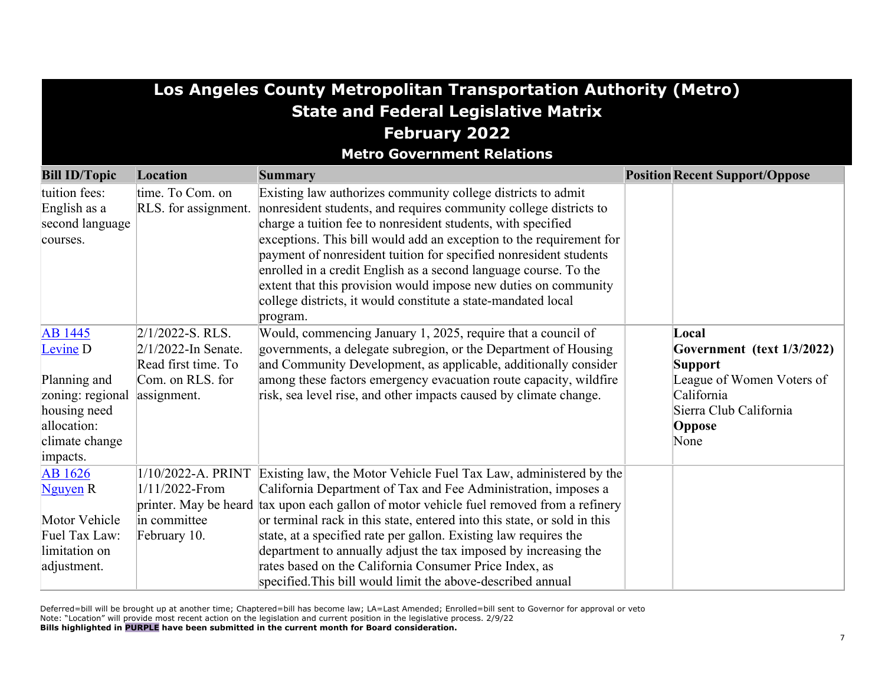# Los Angeles County Metropolitan Transportation Authority (Metro)
## State and Federal Legislative Matrix
## February 2022
### Metro Government Relations

| Bill ID/Topic | Location | Summary | Position | Recent Support/Oppose |
|---|---|---|---|---|
| tuition fees: English as a second language courses. | time. To Com. on RLS. for assignment. | Existing law authorizes community college districts to admit nonresident students, and requires community college districts to charge a tuition fee to nonresident students, with specified exceptions. This bill would add an exception to the requirement for payment of nonresident tuition for specified nonresident students enrolled in a credit English as a second language course. To the extent that this provision would impose new duties on community college districts, it would constitute a state-mandated local program. | | |
| AB 1445 Levine D<br><br>Planning and zoning: regional housing need allocation: climate change impacts. | 2/1/2022-S. RLS.<br>2/1/2022-In Senate. Read first time. To Com. on RLS. for assignment. | Would, commencing January 1, 2025, require that a council of governments, a delegate subregion, or the Department of Housing and Community Development, as applicable, additionally consider among these factors emergency evacuation route capacity, wildfire risk, sea level rise, and other impacts caused by climate change. | | **Local Government (text 1/3/2022)**<br>**Support**<br>League of Women Voters of California<br>Sierra Club California<br>**Oppose**<br>None |
| AB 1626 Nguyen R<br><br>Motor Vehicle Fuel Tax Law: limitation on adjustment. | 1/10/2022-A. PRINT<br>1/11/2022-From printer. May be heard in committee February 10. | Existing law, the Motor Vehicle Fuel Tax Law, administered by the California Department of Tax and Fee Administration, imposes a tax upon each gallon of motor vehicle fuel removed from a refinery or terminal rack in this state, entered into this state, or sold in this state, at a specified rate per gallon. Existing law requires the department to annually adjust the tax imposed by increasing the rates based on the California Consumer Price Index, as specified.This bill would limit the above-described annual | | |

Deferred=bill will be brought up at another time; Chaptered=bill has become law; LA=Last Amended; Enrolled=bill sent to Governor for approval or veto
Note: "Location" will provide most recent action on the legislation and current position in the legislative process. 2/9/22
**Bills highlighted in PURPLE have been submitted in the current month for Board consideration.**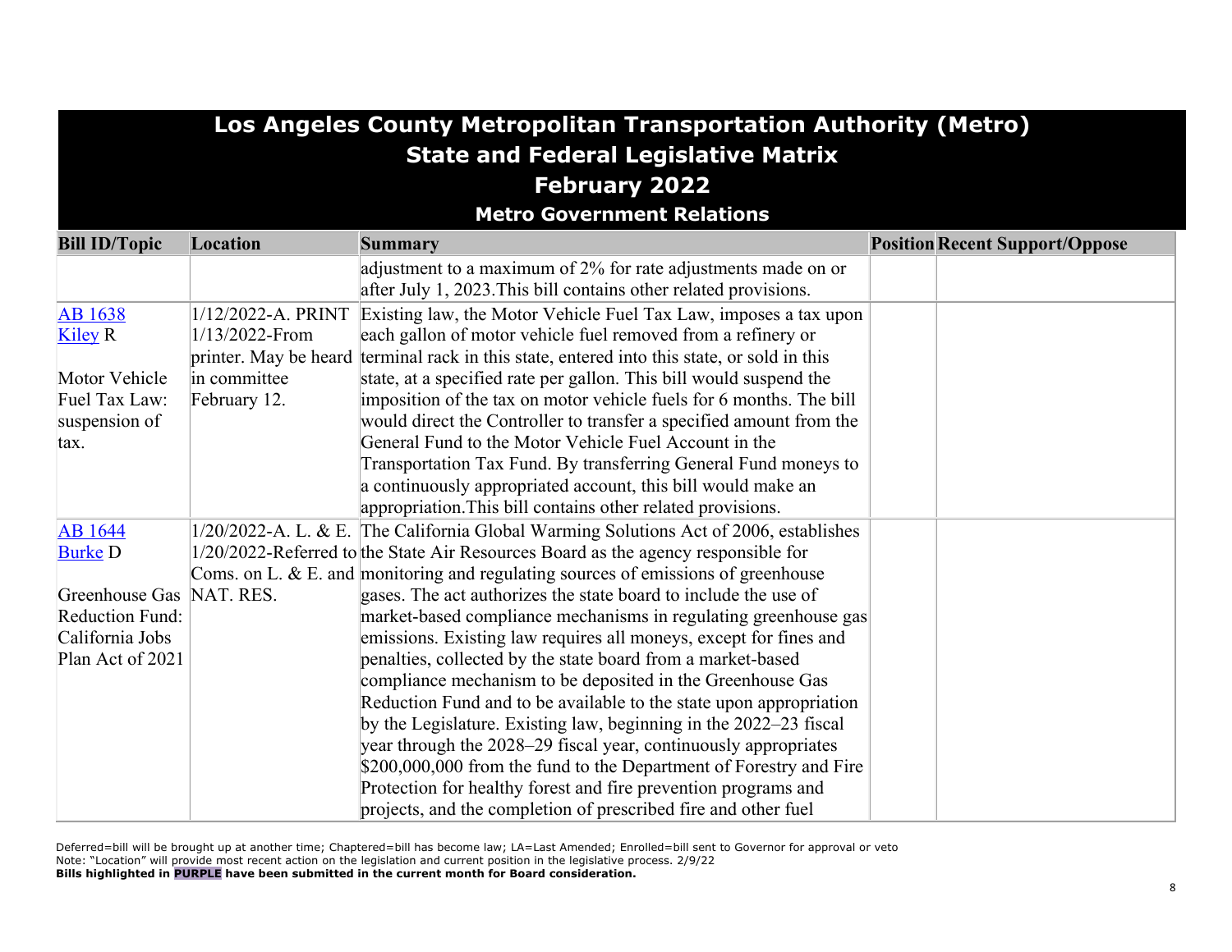# Los Angeles County Metropolitan Transportation Authority (Metro)
## State and Federal Legislative Matrix
## February 2022
### Metro Government Relations

| Bill ID/Topic | Location | Summary | Position | Recent Support/Oppose |
|---|---|---|---|---|
| | | adjustment to a maximum of 2% for rate adjustments made on or after July 1, 2023.This bill contains other related provisions. | | |
| AB 1638<br>Kiley R<br><br>Motor Vehicle Fuel Tax Law: suspension of tax. | 1/12/2022-A. PRINT<br>1/13/2022-From printer. May be heard in committee February 12. | Existing law, the Motor Vehicle Fuel Tax Law, imposes a tax upon each gallon of motor vehicle fuel removed from a refinery or terminal rack in this state, entered into this state, or sold in this state, at a specified rate per gallon. This bill would suspend the imposition of the tax on motor vehicle fuels for 6 months. The bill would direct the Controller to transfer a specified amount from the General Fund to the Motor Vehicle Fuel Account in the Transportation Tax Fund. By transferring General Fund moneys to a continuously appropriated account, this bill would make an appropriation.This bill contains other related provisions. | | |
| AB 1644<br>Burke D<br><br>Greenhouse Gas Reduction Fund: California Jobs Plan Act of 2021 | 1/20/2022-A. L. & E.<br>1/20/2022-Referred to Coms. on L. & E. and NAT. RES. | The California Global Warming Solutions Act of 2006, establishes the State Air Resources Board as the agency responsible for monitoring and regulating sources of emissions of greenhouse gases. The act authorizes the state board to include the use of market-based compliance mechanisms in regulating greenhouse gas emissions. Existing law requires all moneys, except for fines and penalties, collected by the state board from a market-based compliance mechanism to be deposited in the Greenhouse Gas Reduction Fund and to be available to the state upon appropriation by the Legislature. Existing law, beginning in the 2022–23 fiscal year through the 2028–29 fiscal year, continuously appropriates $200,000,000 from the fund to the Department of Forestry and Fire Protection for healthy forest and fire prevention programs and projects, and the completion of prescribed fire and other fuel | | |

Deferred=bill will be brought up at another time; Chaptered=bill has become law; LA=Last Amended; Enrolled=bill sent to Governor for approval or veto
Note: "Location" will provide most recent action on the legislation and current position in the legislative process. 2/9/22
**Bills highlighted in PURPLE have been submitted in the current month for Board consideration.**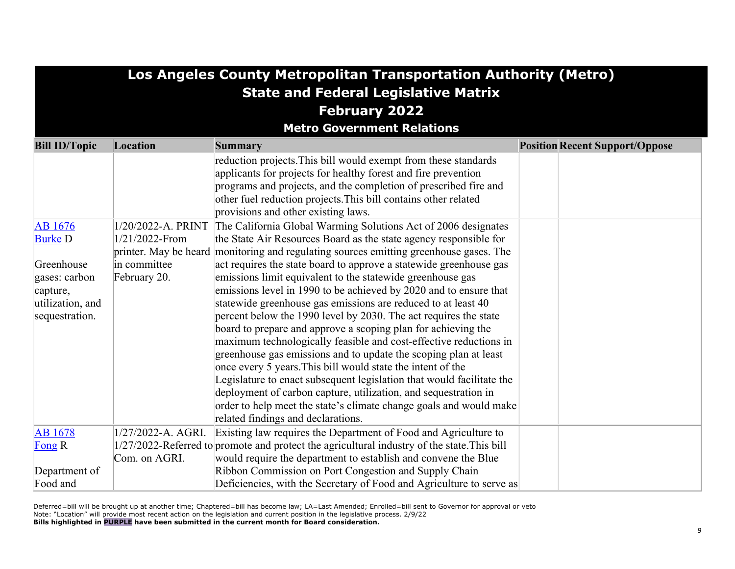# Los Angeles County Metropolitan Transportation Authority (Metro)
## State and Federal Legislative Matrix
## February 2022
### Metro Government Relations

| Bill ID/Topic | Location | Summary | Position | Recent Support/Oppose |
|---|---|---|---|---|
| | | reduction projects.This bill would exempt from these standards applicants for projects for healthy forest and fire prevention programs and projects, and the completion of prescribed fire and other fuel reduction projects.This bill contains other related provisions and other existing laws. | | |
| AB 1676<br>Burke D<br><br>Greenhouse gases: carbon capture, utilization, and sequestration. | 1/20/2022-A. PRINT<br>1/21/2022-From printer. May be heard in committee February 20. | The California Global Warming Solutions Act of 2006 designates the State Air Resources Board as the state agency responsible for monitoring and regulating sources emitting greenhouse gases. The act requires the state board to approve a statewide greenhouse gas emissions limit equivalent to the statewide greenhouse gas emissions level in 1990 to be achieved by 2020 and to ensure that statewide greenhouse gas emissions are reduced to at least 40 percent below the 1990 level by 2030. The act requires the state board to prepare and approve a scoping plan for achieving the maximum technologically feasible and cost-effective reductions in greenhouse gas emissions and to update the scoping plan at least once every 5 years.This bill would state the intent of the Legislature to enact subsequent legislation that would facilitate the deployment of carbon capture, utilization, and sequestration in order to help meet the state's climate change goals and would make related findings and declarations. | | |
| AB 1678<br>Fong R<br><br>Department of Food and | 1/27/2022-A. AGRI.<br>1/27/2022-Referred to Com. on AGRI. | Existing law requires the Department of Food and Agriculture to promote and protect the agricultural industry of the state.This bill would require the department to establish and convene the Blue Ribbon Commission on Port Congestion and Supply Chain Deficiencies, with the Secretary of Food and Agriculture to serve as | | |

Deferred=bill will be brought up at another time; Chaptered=bill has become law; LA=Last Amended; Enrolled=bill sent to Governor for approval or veto
Note: "Location" will provide most recent action on the legislation and current position in the legislative process. 2/9/22
**Bills highlighted in PURPLE have been submitted in the current month for Board consideration.**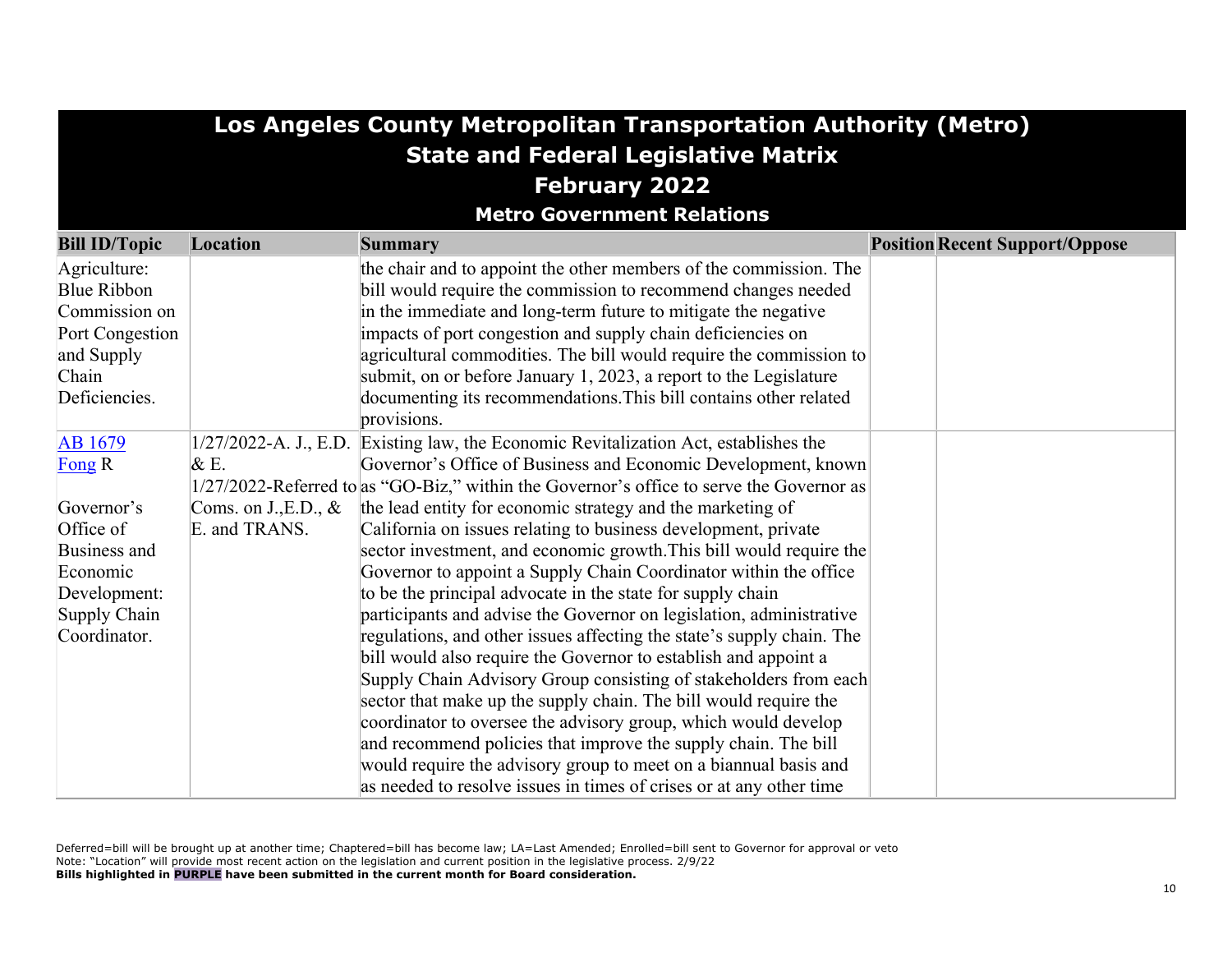# Los Angeles County Metropolitan Transportation Authority (Metro)
## State and Federal Legislative Matrix
## February 2022
### Metro Government Relations

| Bill ID/Topic | Location | Summary | Position | Recent Support/Oppose |
|---|---|---|---|---|
| Agriculture: Blue Ribbon Commission on Port Congestion and Supply Chain Deficiencies. | | the chair and to appoint the other members of the commission. The bill would require the commission to recommend changes needed in the immediate and long-term future to mitigate the negative impacts of port congestion and supply chain deficiencies on agricultural commodities. The bill would require the commission to submit, on or before January 1, 2023, a report to the Legislature documenting its recommendations.This bill contains other related provisions. | | |
| AB 1679 Fong R<br><br>Governor's Office of Business and Economic Development: Supply Chain Coordinator. | 1/27/2022-A. J., E.D. & E.<br>1/27/2022-Referred to Coms. on J.,E.D., & E. and TRANS. | Existing law, the Economic Revitalization Act, establishes the Governor's Office of Business and Economic Development, known as "GO-Biz," within the Governor's office to serve the Governor as the lead entity for economic strategy and the marketing of California on issues relating to business development, private sector investment, and economic growth.This bill would require the Governor to appoint a Supply Chain Coordinator within the office to be the principal advocate in the state for supply chain participants and advise the Governor on legislation, administrative regulations, and other issues affecting the state's supply chain. The bill would also require the Governor to establish and appoint a Supply Chain Advisory Group consisting of stakeholders from each sector that make up the supply chain. The bill would require the coordinator to oversee the advisory group, which would develop and recommend policies that improve the supply chain. The bill would require the advisory group to meet on a biannual basis and as needed to resolve issues in times of crises or at any other time | | |

Deferred=bill will be brought up at another time; Chaptered=bill has become law; LA=Last Amended; Enrolled=bill sent to Governor for approval or veto
Note: "Location" will provide most recent action on the legislation and current position in the legislative process. 2/9/22
**Bills highlighted in PURPLE have been submitted in the current month for Board consideration.**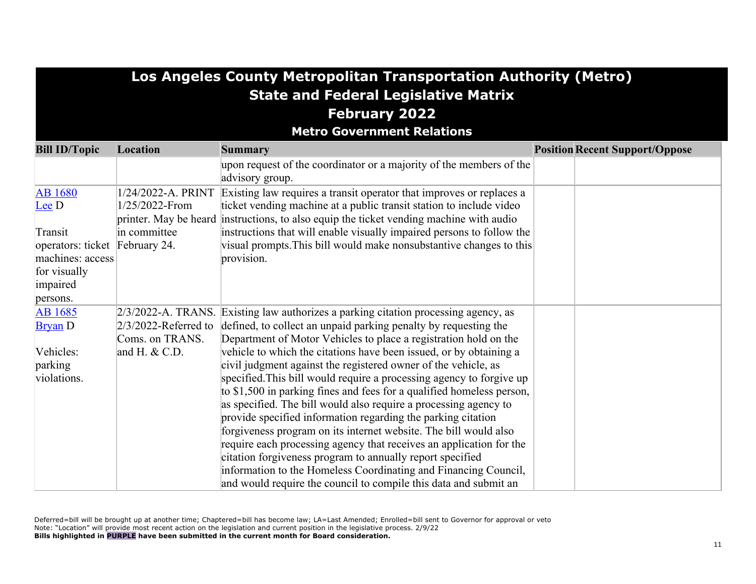# Los Angeles County Metropolitan Transportation Authority (Metro)
## State and Federal Legislative Matrix
## February 2022
### Metro Government Relations

| Bill ID/Topic | Location | Summary | Position | Recent Support/Oppose |
|---|---|---|---|---|
| | | upon request of the coordinator or a majority of the members of the advisory group. | | |
| AB 1680 Lee D<br><br>Transit operators: ticket machines: access for visually impaired persons. | 1/24/2022-A. PRINT 1/25/2022-From printer. May be heard in committee February 24. | Existing law requires a transit operator that improves or replaces a ticket vending machine at a public transit station to include video instructions, to also equip the ticket vending machine with audio instructions that will enable visually impaired persons to follow the visual prompts.This bill would make nonsubstantive changes to this provision. | | |
| AB 1685 Bryan D<br><br>Vehicles: parking violations. | 2/3/2022-A. TRANS. 2/3/2022-Referred to Coms. on TRANS. and H. & C.D. | Existing law authorizes a parking citation processing agency, as defined, to collect an unpaid parking penalty by requesting the Department of Motor Vehicles to place a registration hold on the vehicle to which the citations have been issued, or by obtaining a civil judgment against the registered owner of the vehicle, as specified.This bill would require a processing agency to forgive up to $1,500 in parking fines and fees for a qualified homeless person, as specified. The bill would also require a processing agency to provide specified information regarding the parking citation forgiveness program on its internet website. The bill would also require each processing agency that receives an application for the citation forgiveness program to annually report specified information to the Homeless Coordinating and Financing Council, and would require the council to compile this data and submit an | | |

Deferred=bill will be brought up at another time; Chaptered=bill has become law; LA=Last Amended; Enrolled=bill sent to Governor for approval or veto
Note: "Location" will provide most recent action on the legislation and current position in the legislative process. 2/9/22
**Bills highlighted in PURPLE have been submitted in the current month for Board consideration.**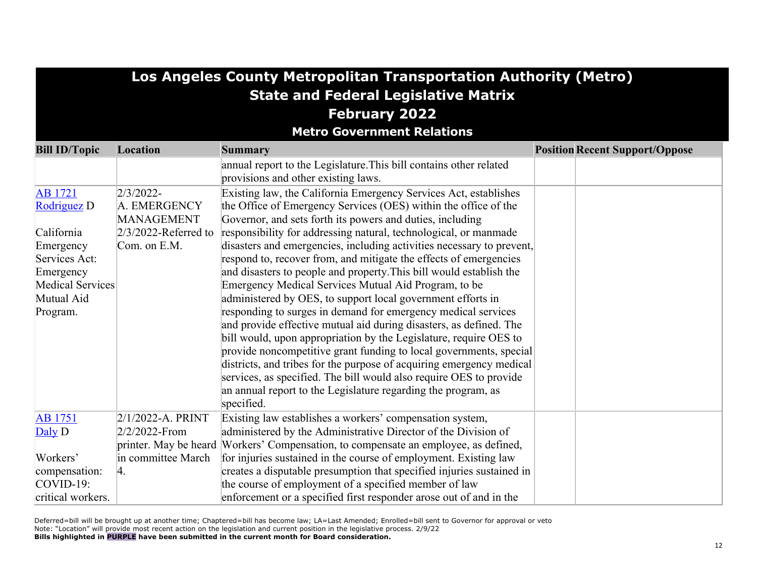# Los Angeles County Metropolitan Transportation Authority (Metro)
## State and Federal Legislative Matrix
## February 2022
### Metro Government Relations

| Bill ID/Topic | Location | Summary | Position | Recent Support/Oppose |
|---|---|---|---|---|
| | | annual report to the Legislature.This bill contains other related provisions and other existing laws. | | |
| AB 1721 Rodriguez D<br><br>California Emergency Services Act: Emergency Medical Services Mutual Aid Program. | 2/3/2022-A. EMERGENCY MANAGEMENT 2/3/2022-Referred to Com. on E.M. | Existing law, the California Emergency Services Act, establishes the Office of Emergency Services (OES) within the office of the Governor, and sets forth its powers and duties, including responsibility for addressing natural, technological, or manmade disasters and emergencies, including activities necessary to prevent, respond to, recover from, and mitigate the effects of emergencies and disasters to people and property.This bill would establish the Emergency Medical Services Mutual Aid Program, to be administered by OES, to support local government efforts in responding to surges in demand for emergency medical services and provide effective mutual aid during disasters, as defined. The bill would, upon appropriation by the Legislature, require OES to provide noncompetitive grant funding to local governments, special districts, and tribes for the purpose of acquiring emergency medical services, as specified. The bill would also require OES to provide an annual report to the Legislature regarding the program, as specified. | | |
| AB 1751 Daly D<br><br>Workers' compensation: COVID-19: critical workers. | 2/1/2022-A. PRINT 2/2/2022-From printer. May be heard in committee March 4. | Existing law establishes a workers' compensation system, administered by the Administrative Director of the Division of Workers' Compensation, to compensate an employee, as defined, for injuries sustained in the course of employment. Existing law creates a disputable presumption that specified injuries sustained in the course of employment of a specified member of law enforcement or a specified first responder arose out of and in the | | |

Deferred=bill will be brought up at another time; Chaptered=bill has become law; LA=Last Amended; Enrolled=bill sent to Governor for approval or veto
Note: "Location" will provide most recent action on the legislation and current position in the legislative process. 2/9/22
**Bills highlighted in PURPLE have been submitted in the current month for Board consideration.**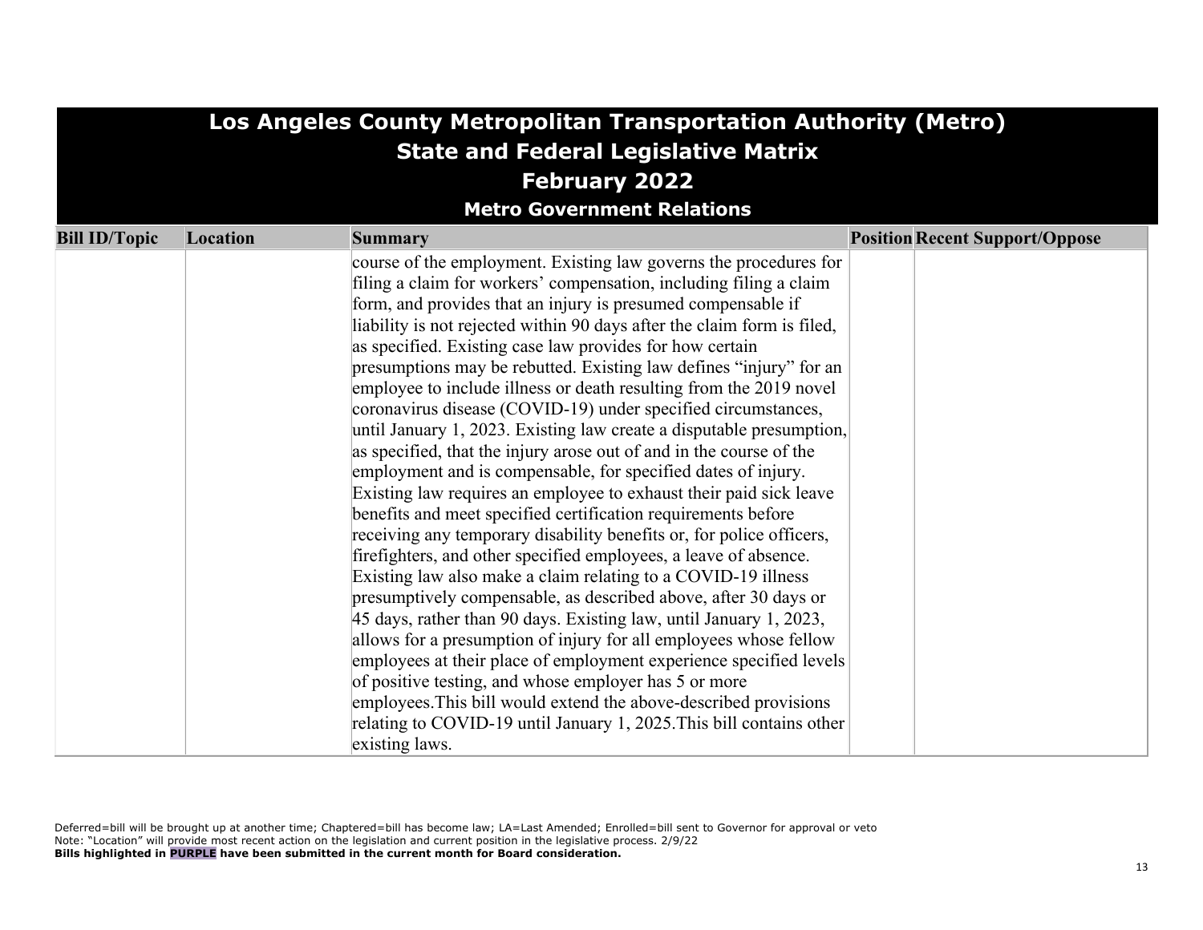# Los Angeles County Metropolitan Transportation Authority (Metro)
## State and Federal Legislative Matrix
## February 2022
### Metro Government Relations

| Bill ID/Topic | Location | Summary | Position | Recent Support/Oppose |
|---|---|---|---|---|
| | | course of the employment. Existing law governs the procedures for filing a claim for workers' compensation, including filing a claim form, and provides that an injury is presumed compensable if liability is not rejected within 90 days after the claim form is filed, as specified. Existing case law provides for how certain presumptions may be rebutted. Existing law defines "injury" for an employee to include illness or death resulting from the 2019 novel coronavirus disease (COVID-19) under specified circumstances, until January 1, 2023. Existing law create a disputable presumption, as specified, that the injury arose out of and in the course of the employment and is compensable, for specified dates of injury. Existing law requires an employee to exhaust their paid sick leave benefits and meet specified certification requirements before receiving any temporary disability benefits or, for police officers, firefighters, and other specified employees, a leave of absence. Existing law also make a claim relating to a COVID-19 illness presumptively compensable, as described above, after 30 days or 45 days, rather than 90 days. Existing law, until January 1, 2023, allows for a presumption of injury for all employees whose fellow employees at their place of employment experience specified levels of positive testing, and whose employer has 5 or more employees.This bill would extend the above-described provisions relating to COVID-19 until January 1, 2025.This bill contains other existing laws. | | |

Deferred=bill will be brought up at another time; Chaptered=bill has become law; LA=Last Amended; Enrolled=bill sent to Governor for approval or veto
Note: "Location" will provide most recent action on the legislation and current position in the legislative process. 2/9/22
**Bills highlighted in PURPLE have been submitted in the current month for Board consideration.**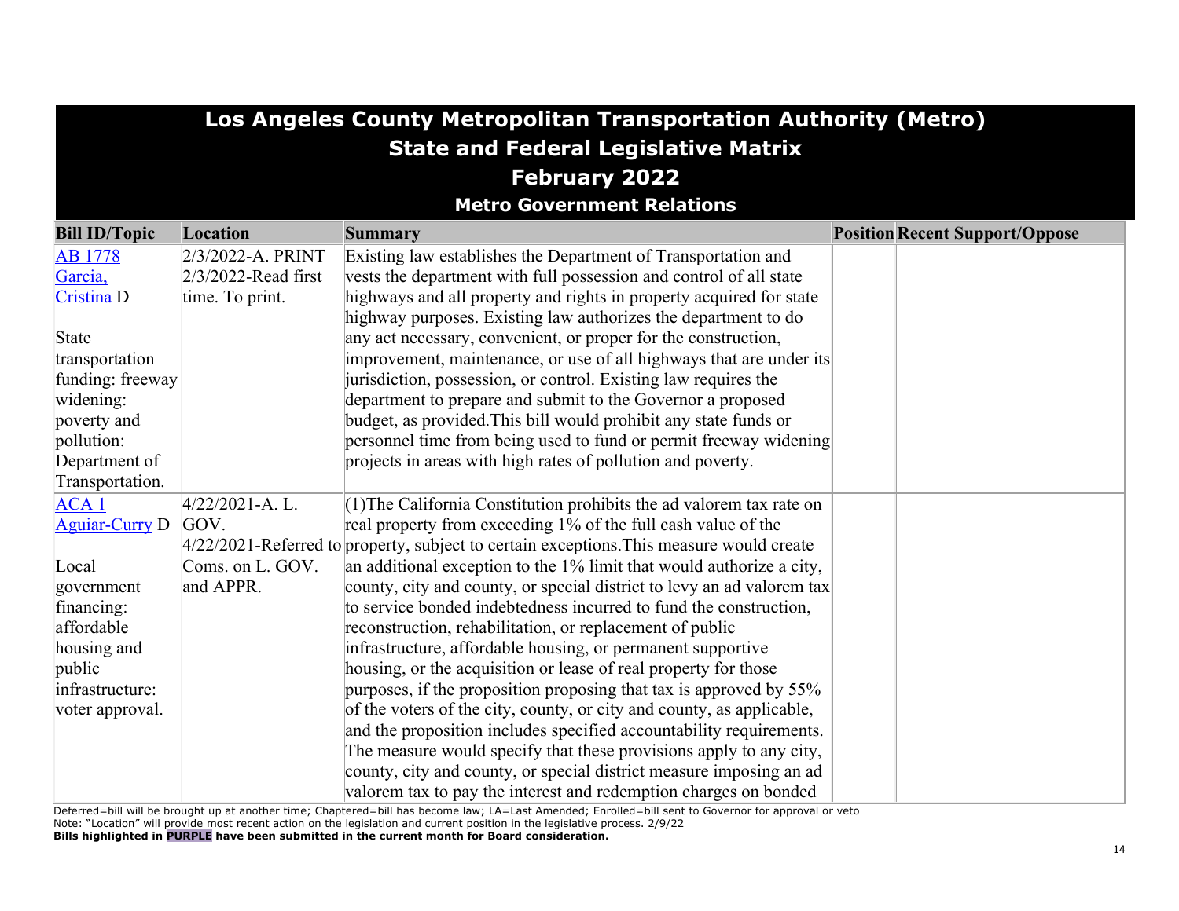# Los Angeles County Metropolitan Transportation Authority (Metro)
## State and Federal Legislative Matrix
## February 2022
### Metro Government Relations

| Bill ID/Topic | Location | Summary | Position | Recent Support/Oppose |
|---|---|---|---|---|
| AB 1778 Garcia, Cristina D<br><br>State transportation funding: freeway widening: poverty and pollution: Department of Transportation. | 2/3/2022-A. PRINT<br>2/3/2022-Read first time. To print. | Existing law establishes the Department of Transportation and vests the department with full possession and control of all state highways and all property and rights in property acquired for state highway purposes. Existing law authorizes the department to do any act necessary, convenient, or proper for the construction, improvement, maintenance, or use of all highways that are under its jurisdiction, possession, or control. Existing law requires the department to prepare and submit to the Governor a proposed budget, as provided.This bill would prohibit any state funds or personnel time from being used to fund or permit freeway widening projects in areas with high rates of pollution and poverty. | | |
| ACA 1 Aguiar-Curry D<br><br>Local government financing: affordable housing and public infrastructure: voter approval. | 4/22/2021-A. L. GOV.<br>4/22/2021-Referred to Coms. on L. GOV. and APPR. | (1)The California Constitution prohibits the ad valorem tax rate on real property from exceeding 1% of the full cash value of the property, subject to certain exceptions.This measure would create an additional exception to the 1% limit that would authorize a city, county, city and county, or special district to levy an ad valorem tax to service bonded indebtedness incurred to fund the construction, reconstruction, rehabilitation, or replacement of public infrastructure, affordable housing, or permanent supportive housing, or the acquisition or lease of real property for those purposes, if the proposition proposing that tax is approved by 55% of the voters of the city, county, or city and county, as applicable, and the proposition includes specified accountability requirements. The measure would specify that these provisions apply to any city, county, city and county, or special district measure imposing an ad valorem tax to pay the interest and redemption charges on bonded | | |

Deferred=bill will be brought up at another time; Chaptered=bill has become law; LA=Last Amended; Enrolled=bill sent to Governor for approval or veto
Note: "Location" will provide most recent action on the legislation and current position in the legislative process. 2/9/22
**Bills highlighted in PURPLE have been submitted in the current month for Board consideration.**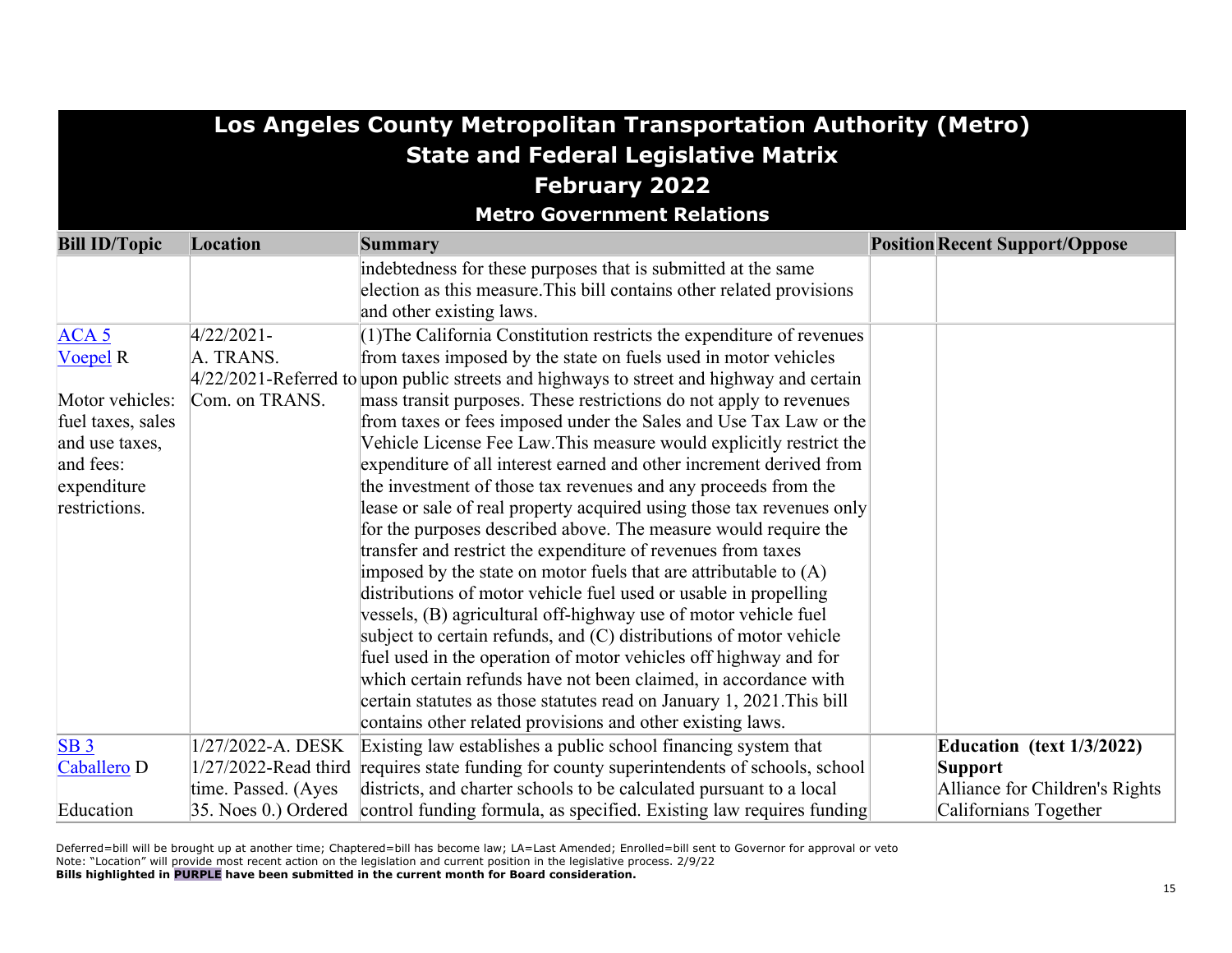# Los Angeles County Metropolitan Transportation Authority (Metro)
## State and Federal Legislative Matrix
## February 2022
### Metro Government Relations

| Bill ID/Topic | Location | Summary | Position | Recent Support/Oppose |
|---|---|---|---|---|
| | | indebtedness for these purposes that is submitted at the same election as this measure.This bill contains other related provisions and other existing laws. | | |
| ACA 5<br>Voepel R<br><br>Motor vehicles: fuel taxes, sales and use taxes, and fees: expenditure restrictions. | 4/22/2021-A. TRANS.<br>4/22/2021-Referred to Com. on TRANS. | (1)The California Constitution restricts the expenditure of revenues from taxes imposed by the state on fuels used in motor vehicles upon public streets and highways to street and highway and certain mass transit purposes. These restrictions do not apply to revenues from taxes or fees imposed under the Sales and Use Tax Law or the Vehicle License Fee Law.This measure would explicitly restrict the expenditure of all interest earned and other increment derived from the investment of those tax revenues and any proceeds from the lease or sale of real property acquired using those tax revenues only for the purposes described above. The measure would require the transfer and restrict the expenditure of revenues from taxes imposed by the state on motor fuels that are attributable to (A) distributions of motor vehicle fuel used or usable in propelling vessels, (B) agricultural off-highway use of motor vehicle fuel subject to certain refunds, and (C) distributions of motor vehicle fuel used in the operation of motor vehicles off highway and for which certain refunds have not been claimed, in accordance with certain statutes as those statutes read on January 1, 2021.This bill contains other related provisions and other existing laws. | | |
| SB 3<br>Caballero D<br><br>Education | 1/27/2022-A. DESK<br>1/27/2022-Read third time. Passed. (Ayes 35. Noes 0.) Ordered | Existing law establishes a public school financing system that requires state funding for county superintendents of schools, school districts, and charter schools to be calculated pursuant to a local control funding formula, as specified. Existing law requires funding | | **Education (text 1/3/2022)**<br>**Support**<br>Alliance for Children's Rights<br>Californians Together |

Deferred=bill will be brought up at another time; Chaptered=bill has become law; LA=Last Amended; Enrolled=bill sent to Governor for approval or veto
Note: "Location" will provide most recent action on the legislation and current position in the legislative process. 2/9/22
**Bills highlighted in PURPLE have been submitted in the current month for Board consideration.**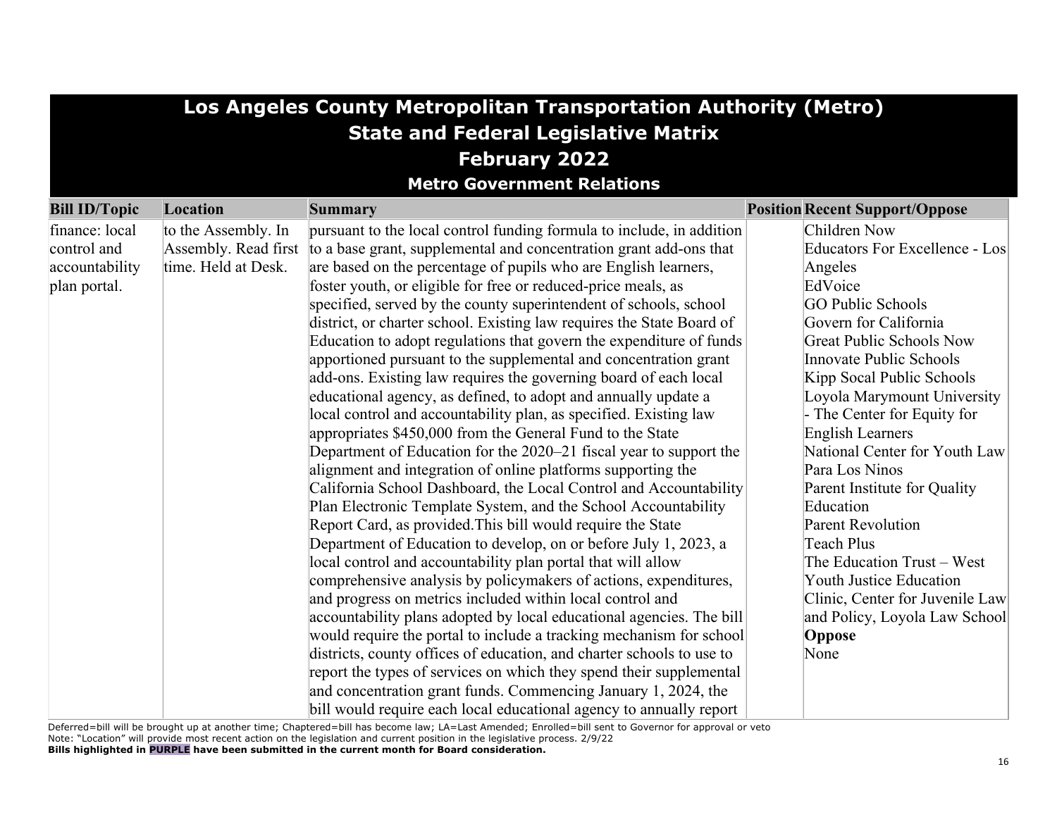# Los Angeles County Metropolitan Transportation Authority (Metro)
## State and Federal Legislative Matrix
## February 2022
### Metro Government Relations

| Bill ID/Topic | Location | Summary | Position | Recent Support/Oppose |
|---|---|---|---|---|
| finance: local control and accountability plan portal. | to the Assembly. In Assembly. Read first time. Held at Desk. | pursuant to the local control funding formula to include, in addition to a base grant, supplemental and concentration grant add-ons that are based on the percentage of pupils who are English learners, foster youth, or eligible for free or reduced-price meals, as specified, served by the county superintendent of schools, school district, or charter school. Existing law requires the State Board of Education to adopt regulations that govern the expenditure of funds apportioned pursuant to the supplemental and concentration grant add-ons. Existing law requires the governing board of each local educational agency, as defined, to adopt and annually update a local control and accountability plan, as specified. Existing law appropriates $450,000 from the General Fund to the State Department of Education for the 2020–21 fiscal year to support the alignment and integration of online platforms supporting the California School Dashboard, the Local Control and Accountability Plan Electronic Template System, and the School Accountability Report Card, as provided.This bill would require the State Department of Education to develop, on or before July 1, 2023, a local control and accountability plan portal that will allow comprehensive analysis by policymakers of actions, expenditures, and progress on metrics included within local control and accountability plans adopted by local educational agencies. The bill would require the portal to include a tracking mechanism for school districts, county offices of education, and charter schools to use to report the types of services on which they spend their supplemental and concentration grant funds. Commencing January 1, 2024, the bill would require each local educational agency to annually report | | Children Now<br>Educators For Excellence - Los Angeles<br>EdVoice<br>GO Public Schools<br>Govern for California<br>Great Public Schools Now<br>Innovate Public Schools<br>Kipp Socal Public Schools<br>Loyola Marymount University - The Center for Equity for English Learners<br>National Center for Youth Law<br>Para Los Ninos<br>Parent Institute for Quality Education<br>Parent Revolution<br>Teach Plus<br>The Education Trust – West<br>Youth Justice Education Clinic, Center for Juvenile Law and Policy, Loyola Law School<br>**Oppose**<br>None |

Deferred=bill will be brought up at another time; Chaptered=bill has become law; LA=Last Amended; Enrolled=bill sent to Governor for approval or veto
Note: "Location" will provide most recent action on the legislation and current position in the legislative process. 2/9/22
**Bills highlighted in PURPLE have been submitted in the current month for Board consideration.**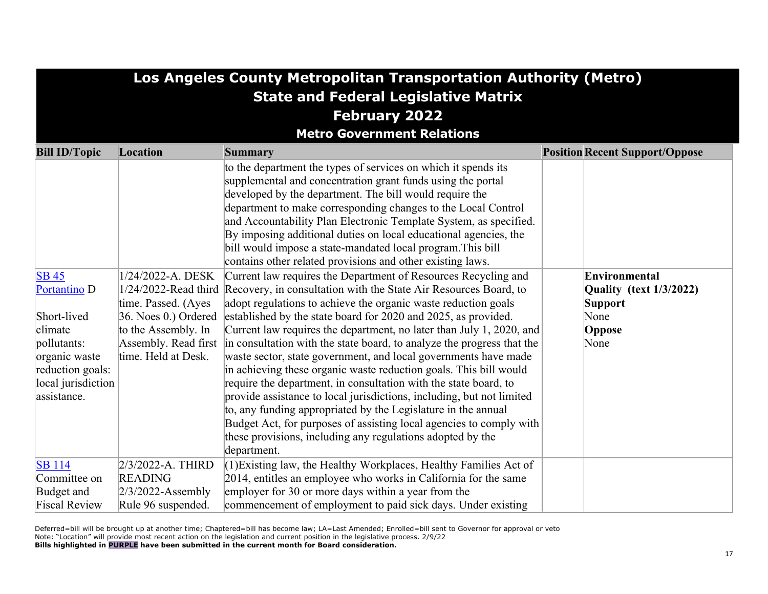# Los Angeles County Metropolitan Transportation Authority (Metro)
## State and Federal Legislative Matrix
## February 2022
### Metro Government Relations

| Bill ID/Topic | Location | Summary | Position | Recent Support/Oppose |
|---|---|---|---|---|
| | | to the department the types of services on which it spends its supplemental and concentration grant funds using the portal developed by the department. The bill would require the department to make corresponding changes to the Local Control and Accountability Plan Electronic Template System, as specified. By imposing additional duties on local educational agencies, the bill would impose a state-mandated local program.This bill contains other related provisions and other existing laws. | | |
| [SB 45](#) [Portantino](#) D<br><br>Short-lived climate pollutants: organic waste reduction goals: local jurisdiction assistance. | 1/24/2022-A. DESK 1/24/2022-Read third time. Passed. (Ayes 36. Noes 0.) Ordered to the Assembly. In Assembly. Read first time. Held at Desk. | Current law requires the Department of Resources Recycling and Recovery, in consultation with the State Air Resources Board, to adopt regulations to achieve the organic waste reduction goals established by the state board for 2020 and 2025, as provided. Current law requires the department, no later than July 1, 2020, and in consultation with the state board, to analyze the progress that the waste sector, state government, and local governments have made in achieving these organic waste reduction goals. This bill would require the department, in consultation with the state board, to provide assistance to local jurisdictions, including, but not limited to, any funding appropriated by the Legislature in the annual Budget Act, for purposes of assisting local agencies to comply with these provisions, including any regulations adopted by the department. | | **Environmental Quality (text 1/3/2022)**<br>**Support**<br>None<br>**Oppose**<br>None |
| [SB 114](#)<br>Committee on Budget and Fiscal Review | 2/3/2022-A. THIRD READING<br>2/3/2022-Assembly Rule 96 suspended. | (1)Existing law, the Healthy Workplaces, Healthy Families Act of 2014, entitles an employee who works in California for the same employer for 30 or more days within a year from the commencement of employment to paid sick days. Under existing | | |

Deferred=bill will be brought up at another time; Chaptered=bill has become law; LA=Last Amended; Enrolled=bill sent to Governor for approval or veto
Note: "Location" will provide most recent action on the legislation and current position in the legislative process. 2/9/22
**Bills highlighted in PURPLE have been submitted in the current month for Board consideration.**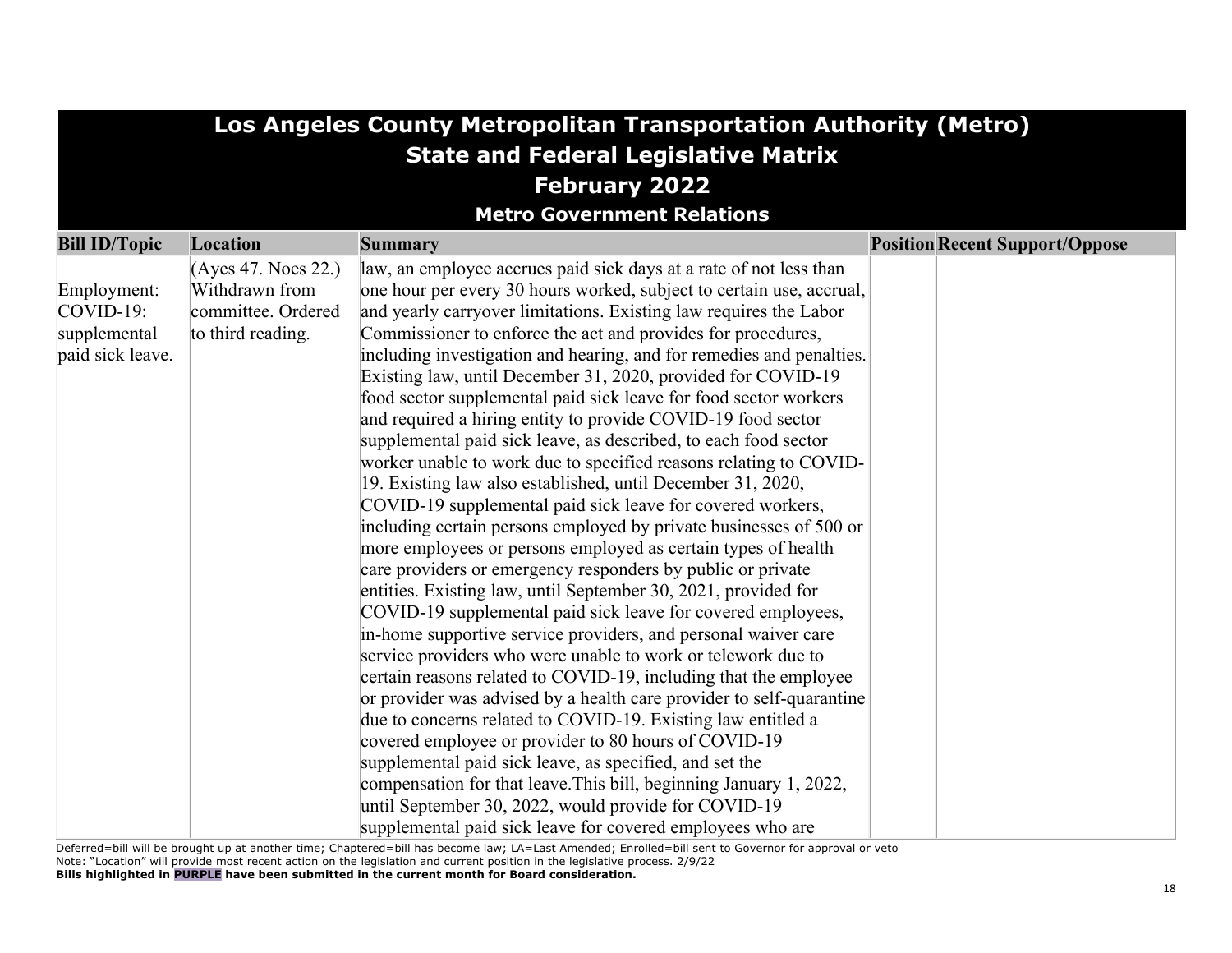# Los Angeles County Metropolitan Transportation Authority (Metro)
## State and Federal Legislative Matrix
## February 2022
### Metro Government Relations

| Bill ID/Topic | Location | Summary | Position | Recent Support/Oppose |
|---|---|---|---|---|
| Employment: COVID-19: supplemental paid sick leave. | (Ayes 47. Noes 22.) Withdrawn from committee. Ordered to third reading. | law, an employee accrues paid sick days at a rate of not less than one hour per every 30 hours worked, subject to certain use, accrual, and yearly carryover limitations. Existing law requires the Labor Commissioner to enforce the act and provides for procedures, including investigation and hearing, and for remedies and penalties. Existing law, until December 31, 2020, provided for COVID-19 food sector supplemental paid sick leave for food sector workers and required a hiring entity to provide COVID-19 food sector supplemental paid sick leave, as described, to each food sector worker unable to work due to specified reasons relating to COVID-19. Existing law also established, until December 31, 2020, COVID-19 supplemental paid sick leave for covered workers, including certain persons employed by private businesses of 500 or more employees or persons employed as certain types of health care providers or emergency responders by public or private entities. Existing law, until September 30, 2021, provided for COVID-19 supplemental paid sick leave for covered employees, in-home supportive service providers, and personal waiver care service providers who were unable to work or telework due to certain reasons related to COVID-19, including that the employee or provider was advised by a health care provider to self-quarantine due to concerns related to COVID-19. Existing law entitled a covered employee or provider to 80 hours of COVID-19 supplemental paid sick leave, as specified, and set the compensation for that leave.This bill, beginning January 1, 2022, until September 30, 2022, would provide for COVID-19 supplemental paid sick leave for covered employees who are | | |

Deferred=bill will be brought up at another time; Chaptered=bill has become law; LA=Last Amended; Enrolled=bill sent to Governor for approval or veto
Note: "Location" will provide most recent action on the legislation and current position in the legislative process. 2/9/22
**Bills highlighted in PURPLE have been submitted in the current month for Board consideration.**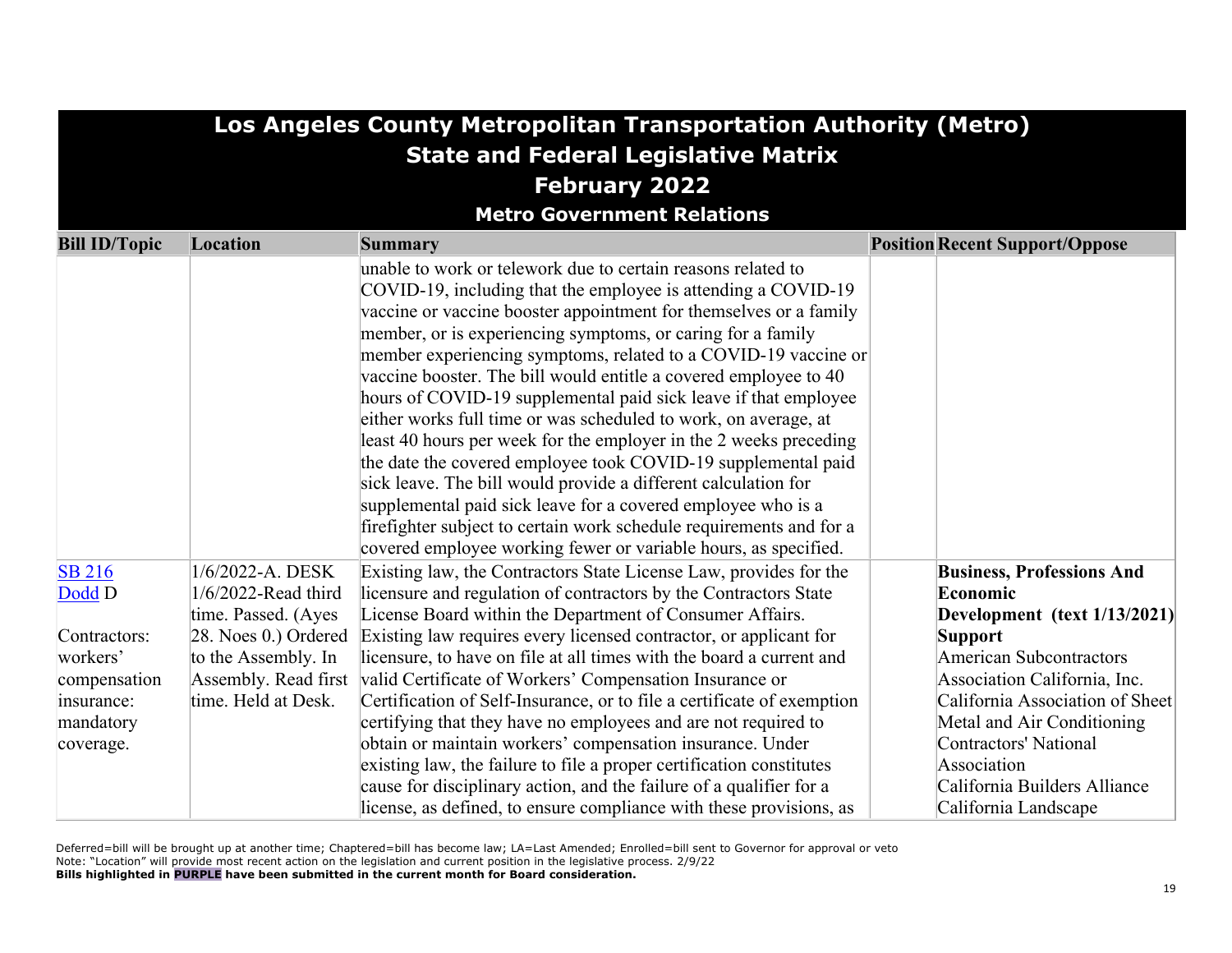# Los Angeles County Metropolitan Transportation Authority (Metro)
## State and Federal Legislative Matrix
## February 2022
### Metro Government Relations

| Bill ID/Topic | Location | Summary | Position | Recent Support/Oppose |
|---|---|---|---|---|
| | | unable to work or telework due to certain reasons related to COVID-19, including that the employee is attending a COVID-19 vaccine or vaccine booster appointment for themselves or a family member, or is experiencing symptoms, or caring for a family member experiencing symptoms, related to a COVID-19 vaccine or vaccine booster. The bill would entitle a covered employee to 40 hours of COVID-19 supplemental paid sick leave if that employee either works full time or was scheduled to work, on average, at least 40 hours per week for the employer in the 2 weeks preceding the date the covered employee took COVID-19 supplemental paid sick leave. The bill would provide a different calculation for supplemental paid sick leave for a covered employee who is a firefighter subject to certain work schedule requirements and for a covered employee working fewer or variable hours, as specified. | | |
| SB 216 Dodd D<br><br>Contractors: workers' compensation insurance: mandatory coverage. | 1/6/2022-A. DESK 1/6/2022-Read third time. Passed. (Ayes 28. Noes 0.) Ordered to the Assembly. In Assembly. Read first time. Held at Desk. | Existing law, the Contractors State License Law, provides for the licensure and regulation of contractors by the Contractors State License Board within the Department of Consumer Affairs. Existing law requires every licensed contractor, or applicant for licensure, to have on file at all times with the board a current and valid Certificate of Workers' Compensation Insurance or Certification of Self-Insurance, or to file a certificate of exemption certifying that they have no employees and are not required to obtain or maintain workers' compensation insurance. Under existing law, the failure to file a proper certification constitutes cause for disciplinary action, and the failure of a qualifier for a license, as defined, to ensure compliance with these provisions, as | | **Business, Professions And Economic Development (text 1/13/2021)**<br>**Support**<br>American Subcontractors Association California, Inc.<br>California Association of Sheet Metal and Air Conditioning Contractors' National Association<br>California Builders Alliance<br>California Landscape |

Deferred=bill will be brought up at another time; Chaptered=bill has become law; LA=Last Amended; Enrolled=bill sent to Governor for approval or veto
Note: "Location" will provide most recent action on the legislation and current position in the legislative process. 2/9/22
**Bills highlighted in PURPLE have been submitted in the current month for Board consideration.**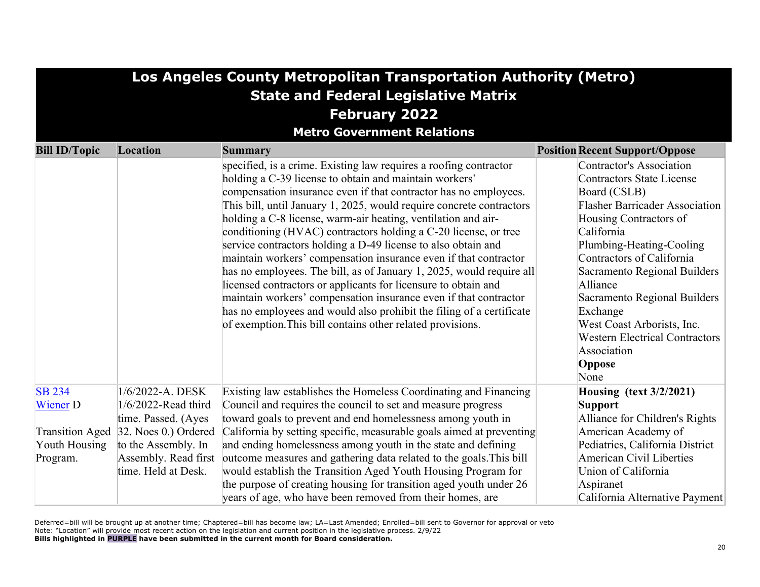# Los Angeles County Metropolitan Transportation Authority (Metro)
## State and Federal Legislative Matrix
## February 2022
### Metro Government Relations

| Bill ID/Topic | Location | Summary | Position | Recent Support/Oppose |
|---|---|---|---|---|
| | | specified, is a crime. Existing law requires a roofing contractor holding a C-39 license to obtain and maintain workers' compensation insurance even if that contractor has no employees. This bill, until January 1, 2025, would require concrete contractors holding a C-8 license, warm-air heating, ventilation and air-conditioning (HVAC) contractors holding a C-20 license, or tree service contractors holding a D-49 license to also obtain and maintain workers' compensation insurance even if that contractor has no employees. The bill, as of January 1, 2025, would require all licensed contractors or applicants for licensure to obtain and maintain workers' compensation insurance even if that contractor has no employees and would also prohibit the filing of a certificate of exemption.This bill contains other related provisions. | | Contractor's Association<br>Contractors State License Board (CSLB)<br>Flasher Barricader Association<br>Housing Contractors of California<br>Plumbing-Heating-Cooling Contractors of California<br>Sacramento Regional Builders Alliance<br>Sacramento Regional Builders Exchange<br>West Coast Arborists, Inc.<br>Western Electrical Contractors Association<br>**Oppose**<br>None |
| SB 234<br>Wiener D<br><br>Transition Aged Youth Housing Program. | 1/6/2022-A. DESK<br>1/6/2022-Read third time. Passed. (Ayes 32. Noes 0.) Ordered to the Assembly. In Assembly. Read first time. Held at Desk. | Existing law establishes the Homeless Coordinating and Financing Council and requires the council to set and measure progress toward goals to prevent and end homelessness among youth in California by setting specific, measurable goals aimed at preventing and ending homelessness among youth in the state and defining outcome measures and gathering data related to the goals.This bill would establish the Transition Aged Youth Housing Program for the purpose of creating housing for transition aged youth under 26 years of age, who have been removed from their homes, are | | **Housing (text 3/2/2021)**<br>**Support**<br>Alliance for Children's Rights<br>American Academy of Pediatrics, California District<br>American Civil Liberties Union of California<br>Aspiranet<br>California Alternative Payment |

Deferred=bill will be brought up at another time; Chaptered=bill has become law; LA=Last Amended; Enrolled=bill sent to Governor for approval or veto
Note: "Location" will provide most recent action on the legislation and current position in the legislative process. 2/9/22
**Bills highlighted in PURPLE have been submitted in the current month for Board consideration.**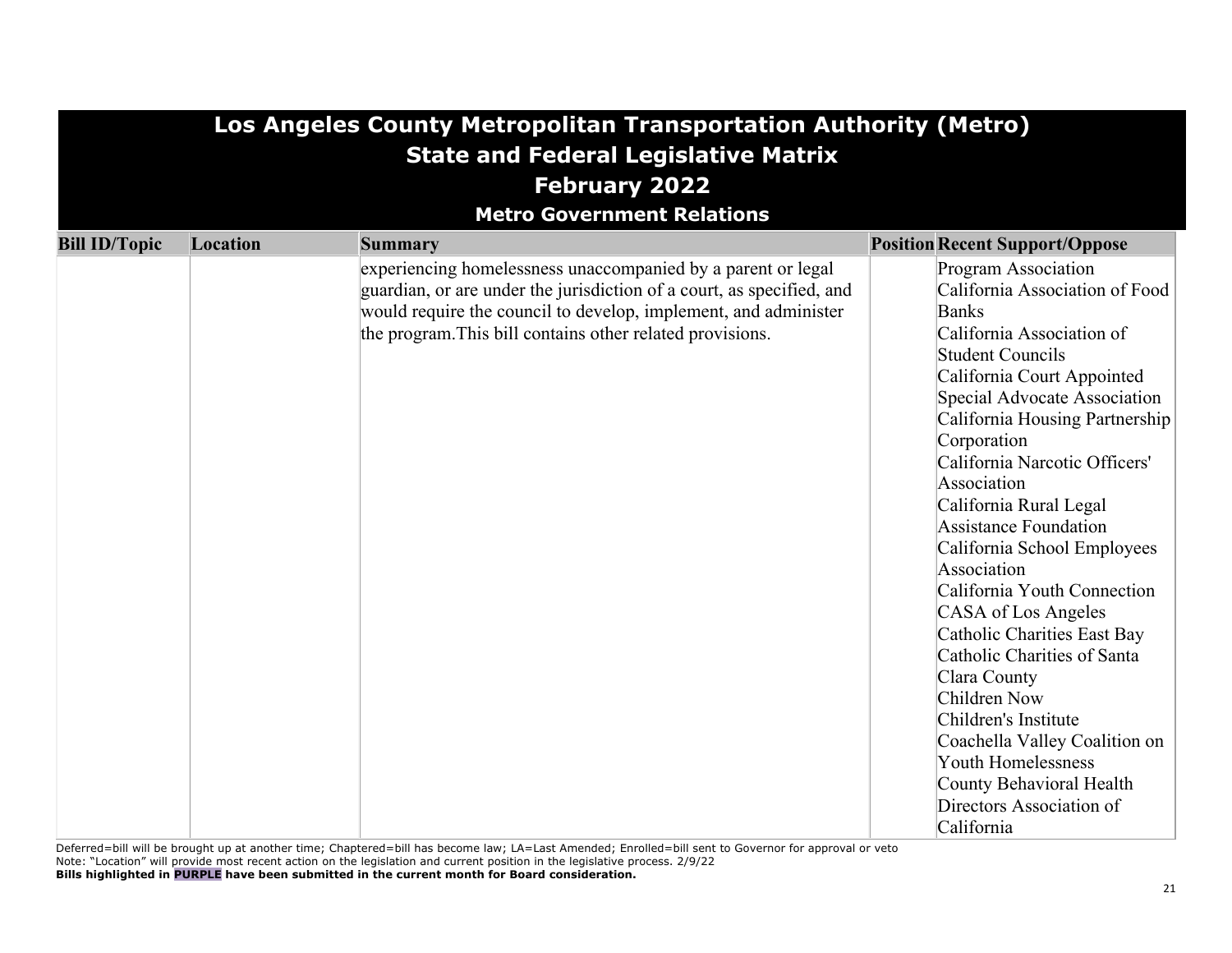# Los Angeles County Metropolitan Transportation Authority (Metro)

## State and Federal Legislative Matrix

## February 2022

### Metro Government Relations

| Bill ID/Topic | Location | Summary | Position | Recent Support/Oppose |
|---|---|---|---|---|
| | | experiencing homelessness unaccompanied by a parent or legal guardian, or are under the jurisdiction of a court, as specified, and would require the council to develop, implement, and administer the program.This bill contains other related provisions. | | Program Association<br>California Association of Food Banks<br>California Association of Student Councils<br>California Court Appointed Special Advocate Association<br>California Housing Partnership Corporation<br>California Narcotic Officers' Association<br>California Rural Legal Assistance Foundation<br>California School Employees Association<br>California Youth Connection<br>CASA of Los Angeles<br>Catholic Charities East Bay<br>Catholic Charities of Santa Clara County<br>Children Now<br>Children's Institute<br>Coachella Valley Coalition on Youth Homelessness<br>County Behavioral Health Directors Association of California |

Deferred=bill will be brought up at another time; Chaptered=bill has become law; LA=Last Amended; Enrolled=bill sent to Governor for approval or veto

Note: "Location" will provide most recent action on the legislation and current position in the legislative process. 2/9/22

**Bills highlighted in PURPLE have been submitted in the current month for Board consideration.**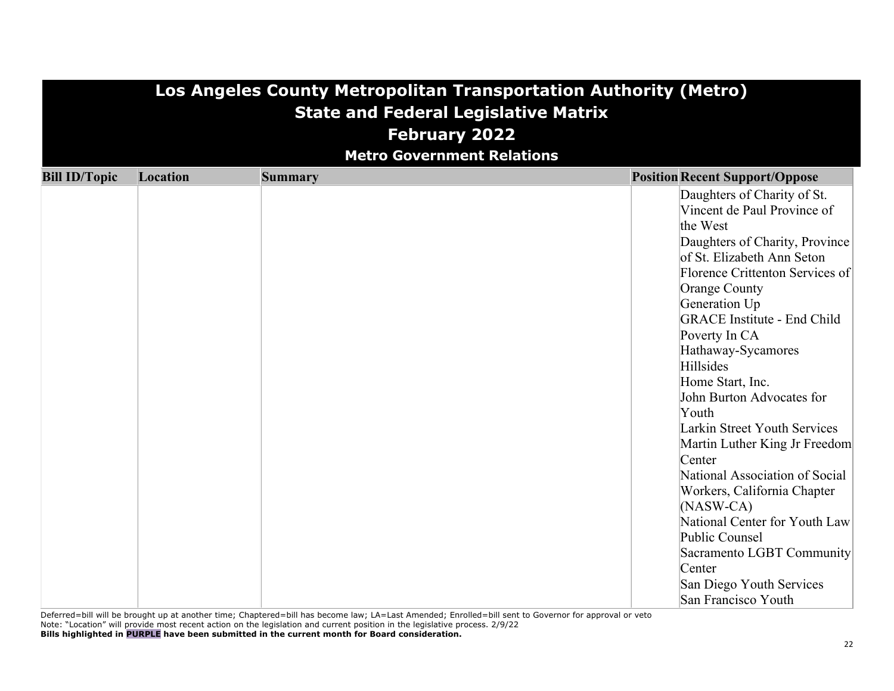# Los Angeles County Metropolitan Transportation Authority (Metro)
## State and Federal Legislative Matrix
## February 2022
### Metro Government Relations

| Bill ID/Topic | Location | Summary | Position | Recent Support/Oppose |
|---|---|---|---|---|
| | | | | Daughters of Charity of St. Vincent de Paul Province of the West<br>Daughters of Charity, Province of St. Elizabeth Ann Seton<br>Florence Crittenton Services of Orange County<br>Generation Up<br>GRACE Institute - End Child Poverty In CA<br>Hathaway-Sycamores<br>Hillsides<br>Home Start, Inc.<br>John Burton Advocates for Youth<br>Larkin Street Youth Services<br>Martin Luther King Jr Freedom Center<br>National Association of Social Workers, California Chapter (NASW-CA)<br>National Center for Youth Law<br>Public Counsel<br>Sacramento LGBT Community Center<br>San Diego Youth Services<br>San Francisco Youth |

Deferred=bill will be brought up at another time; Chaptered=bill has become law; LA=Last Amended; Enrolled=bill sent to Governor for approval or veto
Note: "Location" will provide most recent action on the legislation and current position in the legislative process. 2/9/22
**Bills highlighted in PURPLE have been submitted in the current month for Board consideration.**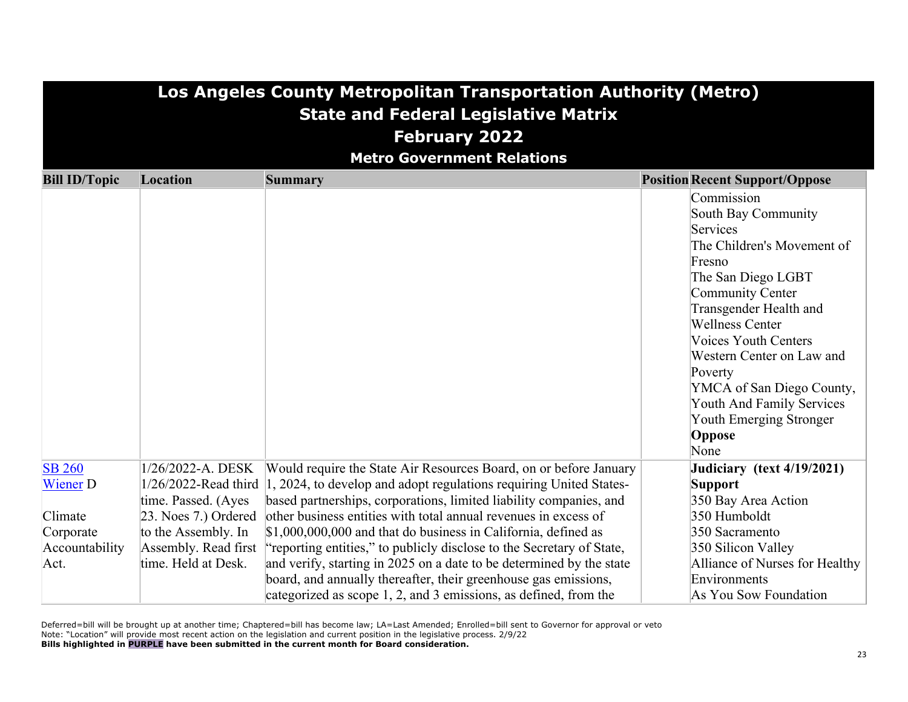# Los Angeles County Metropolitan Transportation Authority (Metro)
## State and Federal Legislative Matrix
## February 2022
### Metro Government Relations

| Bill ID/Topic | Location | Summary | Position | Recent Support/Oppose |
|---|---|---|---|---|
| | | | | Commission<br>South Bay Community Services<br>The Children's Movement of Fresno<br>The San Diego LGBT Community Center<br>Transgender Health and Wellness Center<br>Voices Youth Centers<br>Western Center on Law and Poverty<br>YMCA of San Diego County, Youth And Family Services<br>Youth Emerging Stronger<br>**Oppose**<br>None |
| SB 260<br>Wiener D<br><br>Climate Corporate Accountability Act. | 1/26/2022-A. DESK<br>1/26/2022-Read third time. Passed. (Ayes 23. Noes 7.) Ordered to the Assembly. In Assembly. Read first time. Held at Desk. | Would require the State Air Resources Board, on or before January 1, 2024, to develop and adopt regulations requiring United States-based partnerships, corporations, limited liability companies, and other business entities with total annual revenues in excess of $1,000,000,000 and that do business in California, defined as "reporting entities," to publicly disclose to the Secretary of State, and verify, starting in 2025 on a date to be determined by the state board, and annually thereafter, their greenhouse gas emissions, categorized as scope 1, 2, and 3 emissions, as defined, from the | | **Judiciary (text 4/19/2021)**<br>**Support**<br>350 Bay Area Action<br>350 Humboldt<br>350 Sacramento<br>350 Silicon Valley<br>Alliance of Nurses for Healthy Environments<br>As You Sow Foundation |

Deferred=bill will be brought up at another time; Chaptered=bill has become law; LA=Last Amended; Enrolled=bill sent to Governor for approval or veto
Note: "Location" will provide most recent action on the legislation and current position in the legislative process. 2/9/22
**Bills highlighted in PURPLE have been submitted in the current month for Board consideration.**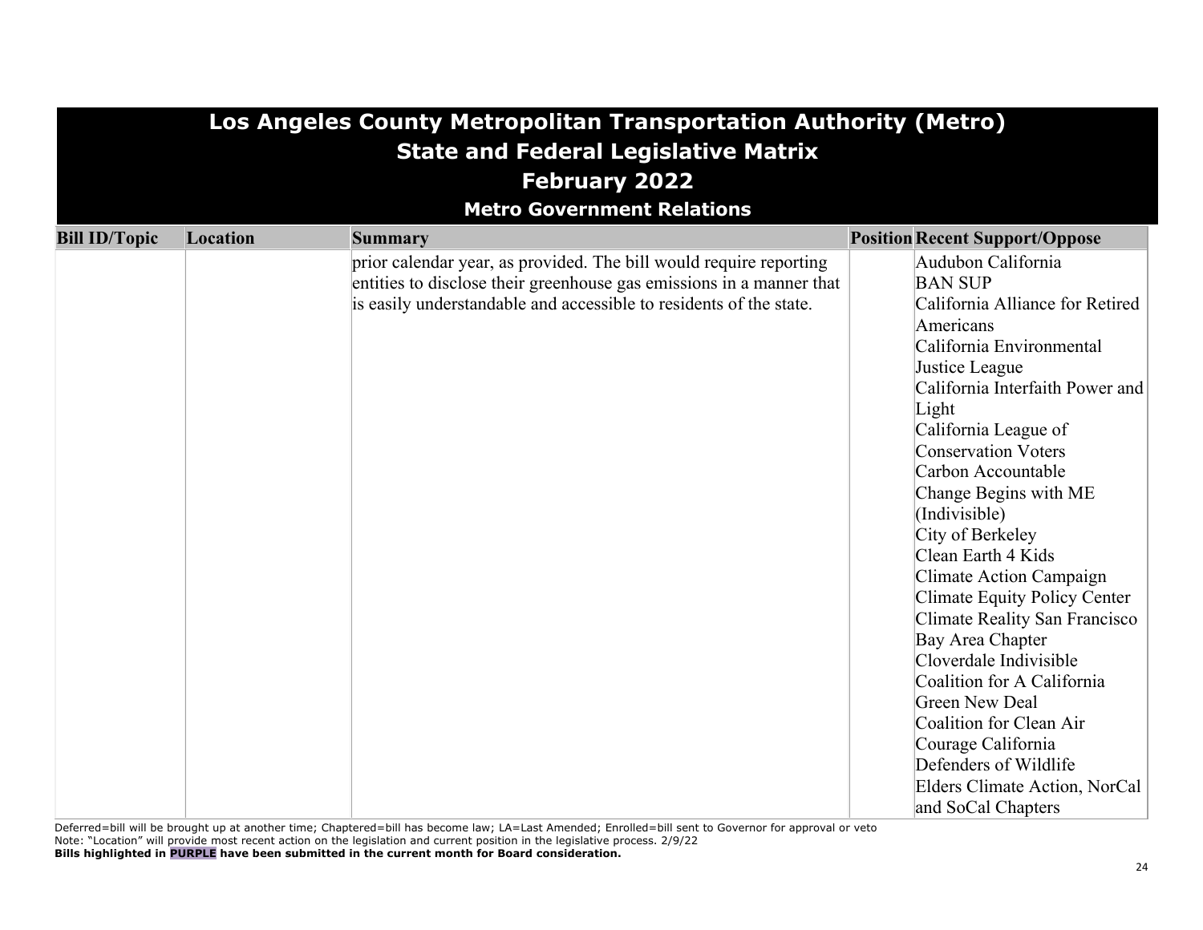# Los Angeles County Metropolitan Transportation Authority (Metro)
## State and Federal Legislative Matrix
## February 2022
### Metro Government Relations

| Bill ID/Topic | Location | Summary | Position | Recent Support/Oppose |
|---|---|---|---|---|
| | | prior calendar year, as provided. The bill would require reporting entities to disclose their greenhouse gas emissions in a manner that is easily understandable and accessible to residents of the state. | | Audubon California<br>BAN SUP<br>California Alliance for Retired Americans<br>California Environmental Justice League<br>California Interfaith Power and Light<br>California League of Conservation Voters<br>Carbon Accountable<br>Change Begins with ME (Indivisible)<br>City of Berkeley<br>Clean Earth 4 Kids<br>Climate Action Campaign<br>Climate Equity Policy Center<br>Climate Reality San Francisco Bay Area Chapter<br>Cloverdale Indivisible<br>Coalition for A California Green New Deal<br>Coalition for Clean Air<br>Courage California<br>Defenders of Wildlife<br>Elders Climate Action, NorCal and SoCal Chapters |

Deferred=bill will be brought up at another time; Chaptered=bill has become law; LA=Last Amended; Enrolled=bill sent to Governor for approval or veto
Note: "Location" will provide most recent action on the legislation and current position in the legislative process. 2/9/22
**Bills highlighted in PURPLE have been submitted in the current month for Board consideration.**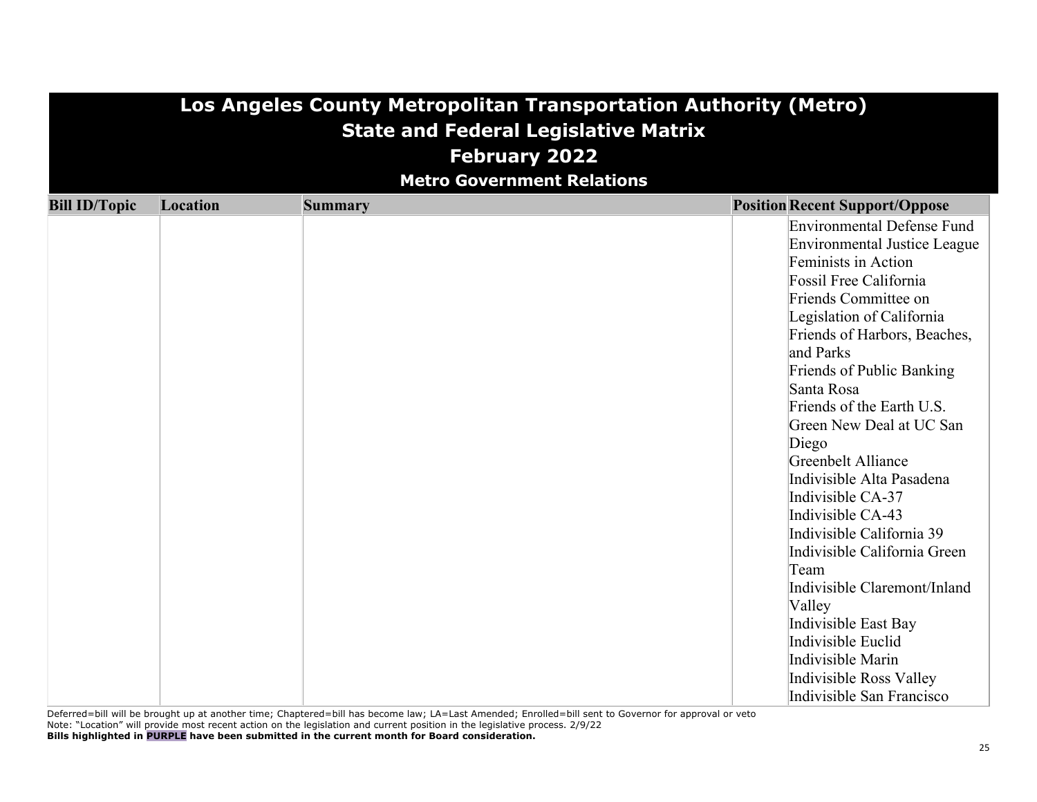# Los Angeles County Metropolitan Transportation Authority (Metro)
## State and Federal Legislative Matrix
## February 2022
### Metro Government Relations

| Bill ID/Topic | Location | Summary | Position | Recent Support/Oppose |
|---|---|---|---|---|
| | | | | Environmental Defense Fund<br>Environmental Justice League<br>Feminists in Action<br>Fossil Free California<br>Friends Committee on Legislation of California<br>Friends of Harbors, Beaches, and Parks<br>Friends of Public Banking Santa Rosa<br>Friends of the Earth U.S.<br>Green New Deal at UC San Diego<br>Greenbelt Alliance<br>Indivisible Alta Pasadena<br>Indivisible CA-37<br>Indivisible CA-43<br>Indivisible California 39<br>Indivisible California Green Team<br>Indivisible Claremont/Inland Valley<br>Indivisible East Bay<br>Indivisible Euclid<br>Indivisible Marin<br>Indivisible Ross Valley<br>Indivisible San Francisco |

Deferred=bill will be brought up at another time; Chaptered=bill has become law; LA=Last Amended; Enrolled=bill sent to Governor for approval or veto
Note: "Location" will provide most recent action on the legislation and current position in the legislative process. 2/9/22
**Bills highlighted in PURPLE have been submitted in the current month for Board consideration.**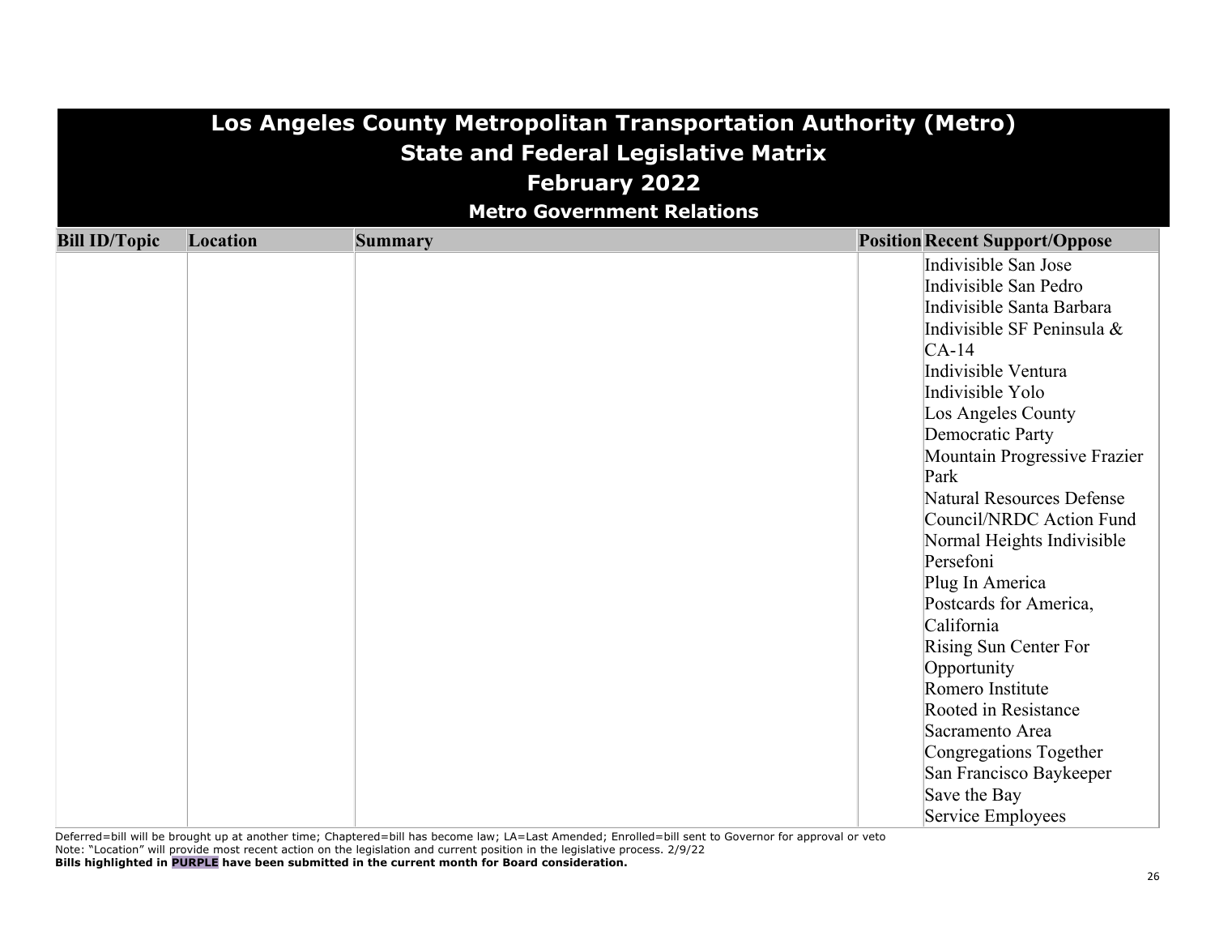# Los Angeles County Metropolitan Transportation Authority (Metro)
## State and Federal Legislative Matrix
## February 2022
### Metro Government Relations

| Bill ID/Topic | Location | Summary | Position | Recent Support/Oppose |
|---|---|---|---|---|
| | | | | Indivisible San Jose<br>Indivisible San Pedro<br>Indivisible Santa Barbara<br>Indivisible SF Peninsula & CA-14<br>Indivisible Ventura<br>Indivisible Yolo<br>Los Angeles County Democratic Party<br>Mountain Progressive Frazier Park<br>Natural Resources Defense Council/NRDC Action Fund<br>Normal Heights Indivisible<br>Persefoni<br>Plug In America<br>Postcards for America, California<br>Rising Sun Center For Opportunity<br>Romero Institute<br>Rooted in Resistance<br>Sacramento Area Congregations Together<br>San Francisco Baykeeper<br>Save the Bay<br>Service Employees |

Deferred=bill will be brought up at another time; Chaptered=bill has become law; LA=Last Amended; Enrolled=bill sent to Governor for approval or veto
Note: "Location" will provide most recent action on the legislation and current position in the legislative process. 2/9/22
**Bills highlighted in PURPLE have been submitted in the current month for Board consideration.**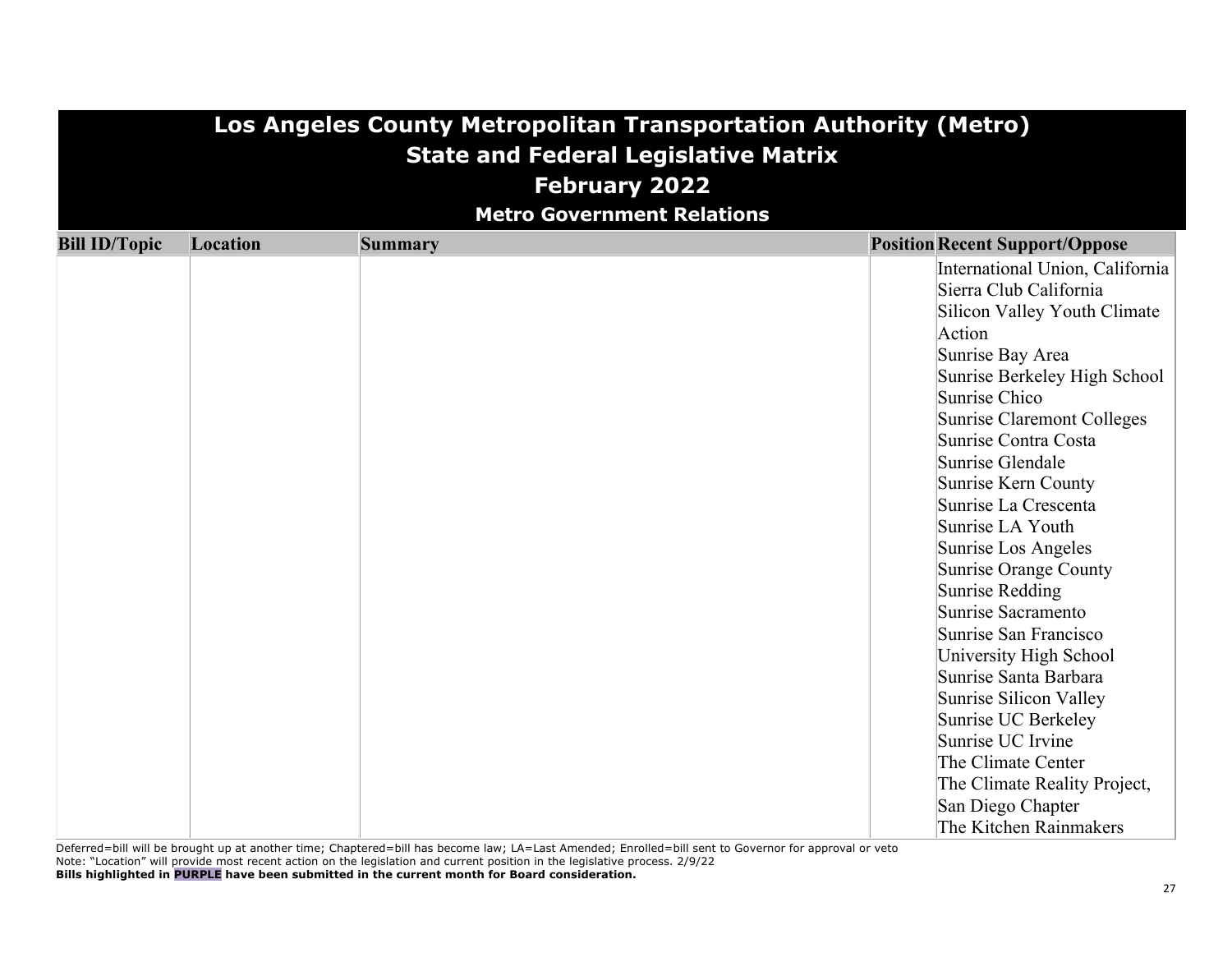# Los Angeles County Metropolitan Transportation Authority (Metro)
## State and Federal Legislative Matrix
## February 2022
### Metro Government Relations

| Bill ID/Topic | Location | Summary | Position | Recent Support/Oppose |
|---|---|---|---|---|
| | | | | International Union, California<br>Sierra Club California<br>Silicon Valley Youth Climate Action<br>Sunrise Bay Area<br>Sunrise Berkeley High School<br>Sunrise Chico<br>Sunrise Claremont Colleges<br>Sunrise Contra Costa<br>Sunrise Glendale<br>Sunrise Kern County<br>Sunrise La Crescenta<br>Sunrise LA Youth<br>Sunrise Los Angeles<br>Sunrise Orange County<br>Sunrise Redding<br>Sunrise Sacramento<br>Sunrise San Francisco<br>University High School<br>Sunrise Santa Barbara<br>Sunrise Silicon Valley<br>Sunrise UC Berkeley<br>Sunrise UC Irvine<br>The Climate Center<br>The Climate Reality Project, San Diego Chapter<br>The Kitchen Rainmakers |

Deferred=bill will be brought up at another time; Chaptered=bill has become law; LA=Last Amended; Enrolled=bill sent to Governor for approval or veto
Note: "Location" will provide most recent action on the legislation and current position in the legislative process. 2/9/22
**Bills highlighted in PURPLE have been submitted in the current month for Board consideration.**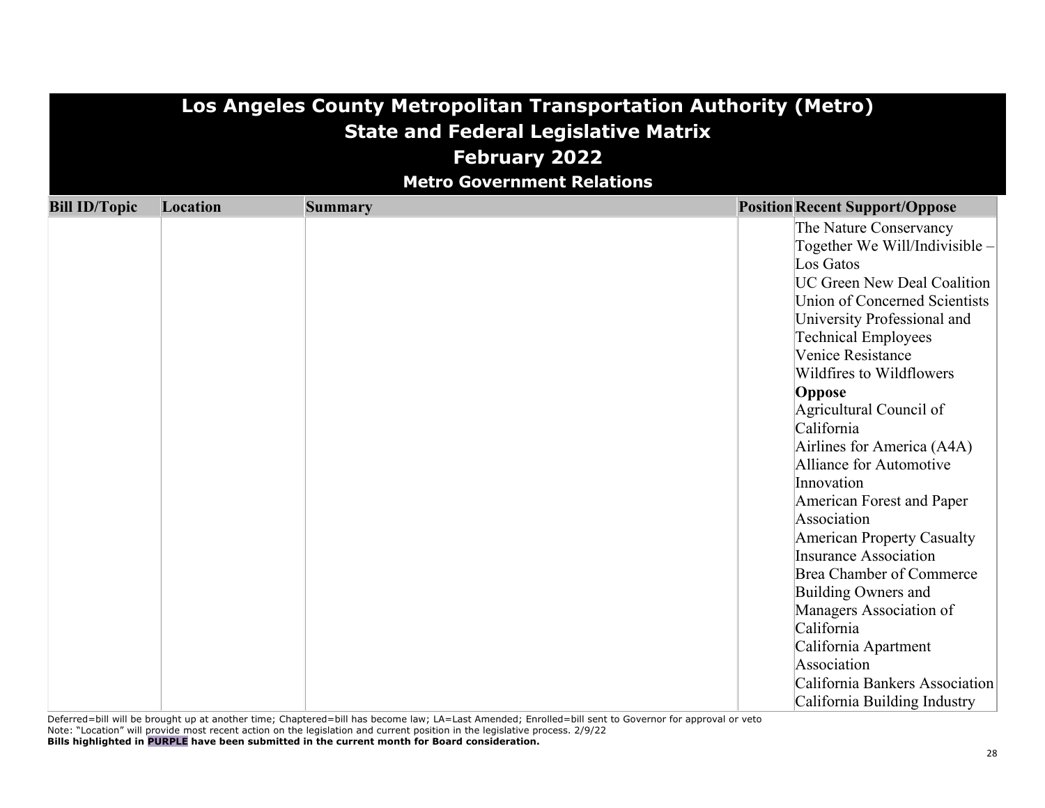# Los Angeles County Metropolitan Transportation Authority (Metro)
## State and Federal Legislative Matrix
## February 2022
### Metro Government Relations

| Bill ID/Topic | Location | Summary | Position | Recent Support/Oppose |
|---|---|---|---|---|
| | | | | The Nature Conservancy<br>Together We Will/Indivisible – Los Gatos<br>UC Green New Deal Coalition<br>Union of Concerned Scientists<br>University Professional and Technical Employees<br>Venice Resistance<br>Wildfires to Wildflowers<br>**Oppose**<br>Agricultural Council of California<br>Airlines for America (A4A)<br>Alliance for Automotive Innovation<br>American Forest and Paper Association<br>American Property Casualty Insurance Association<br>Brea Chamber of Commerce<br>Building Owners and Managers Association of California<br>California Apartment Association<br>California Bankers Association<br>California Building Industry |

Deferred=bill will be brought up at another time; Chaptered=bill has become law; LA=Last Amended; Enrolled=bill sent to Governor for approval or veto
Note: "Location" will provide most recent action on the legislation and current position in the legislative process. 2/9/22
**Bills highlighted in PURPLE have been submitted in the current month for Board consideration.**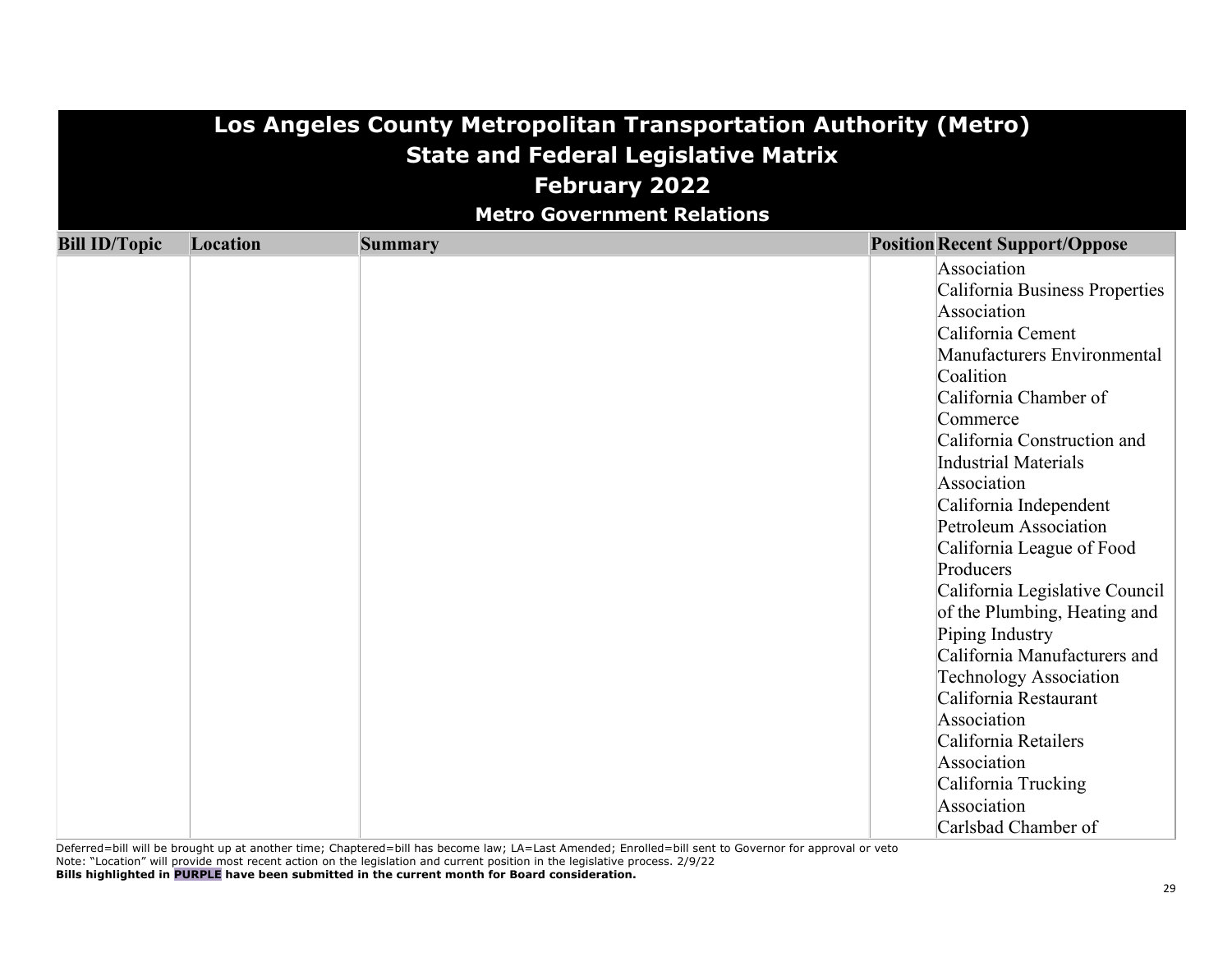# Los Angeles County Metropolitan Transportation Authority (Metro)
## State and Federal Legislative Matrix
## February 2022
### Metro Government Relations

| Bill ID/Topic | Location | Summary | Position | Recent Support/Oppose |
|---|---|---|---|---|
| | | | | Association<br>California Business Properties Association<br>California Cement Manufacturers Environmental Coalition<br>California Chamber of Commerce<br>California Construction and Industrial Materials Association<br>California Independent Petroleum Association<br>California League of Food Producers<br>California Legislative Council of the Plumbing, Heating and Piping Industry<br>California Manufacturers and Technology Association<br>California Restaurant Association<br>California Retailers Association<br>California Trucking Association<br>Carlsbad Chamber of |

Deferred=bill will be brought up at another time; Chaptered=bill has become law; LA=Last Amended; Enrolled=bill sent to Governor for approval or veto
Note: "Location" will provide most recent action on the legislation and current position in the legislative process. 2/9/22
**Bills highlighted in PURPLE have been submitted in the current month for Board consideration.**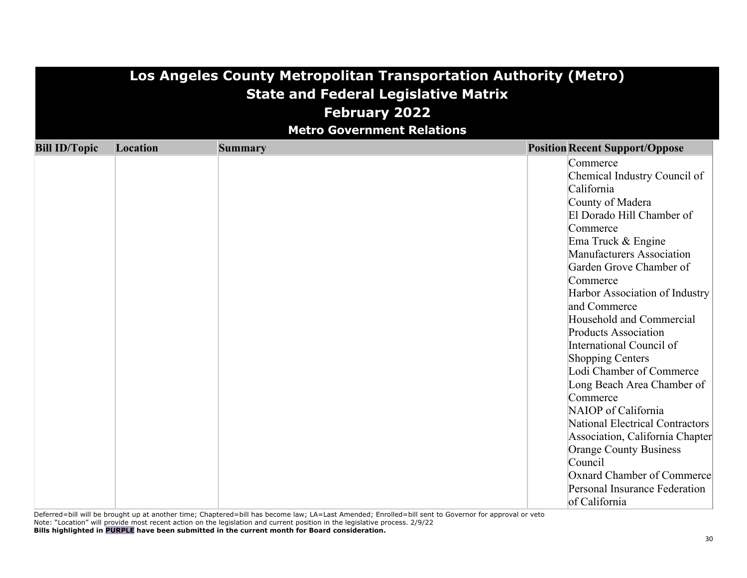# Los Angeles County Metropolitan Transportation Authority (Metro)
## State and Federal Legislative Matrix
## February 2022
### Metro Government Relations

| Bill ID/Topic | Location | Summary | Position | Recent Support/Oppose |
|---|---|---|---|---|
| | | | | Commerce<br>Chemical Industry Council of California<br>County of Madera<br>El Dorado Hill Chamber of Commerce<br>Ema Truck & Engine Manufacturers Association<br>Garden Grove Chamber of Commerce<br>Harbor Association of Industry and Commerce<br>Household and Commercial Products Association<br>International Council of Shopping Centers<br>Lodi Chamber of Commerce<br>Long Beach Area Chamber of Commerce<br>NAIOP of California<br>National Electrical Contractors Association, California Chapter<br>Orange County Business Council<br>Oxnard Chamber of Commerce<br>Personal Insurance Federation of California |

Deferred=bill will be brought up at another time; Chaptered=bill has become law; LA=Last Amended; Enrolled=bill sent to Governor for approval or veto
Note: "Location" will provide most recent action on the legislation and current position in the legislative process. 2/9/22
**Bills highlighted in PURPLE have been submitted in the current month for Board consideration.**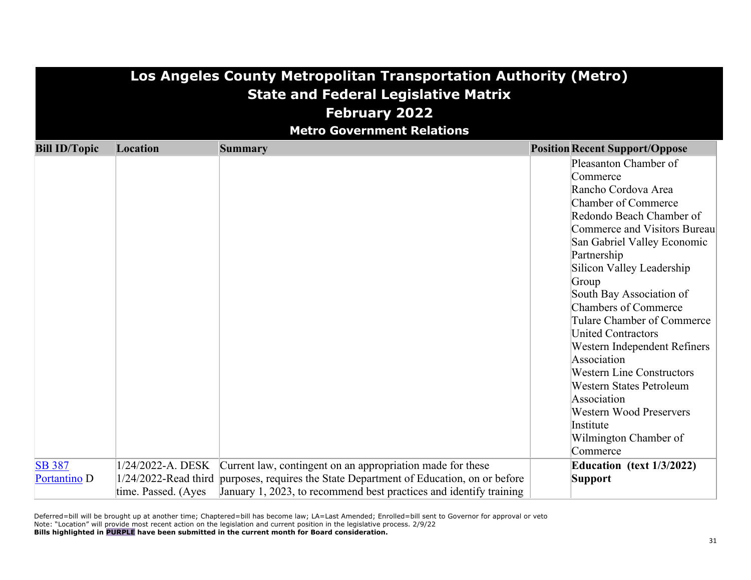# Los Angeles County Metropolitan Transportation Authority (Metro)
## State and Federal Legislative Matrix
## February 2022
### Metro Government Relations

| Bill ID/Topic | Location | Summary | Position | Recent Support/Oppose |
|---|---|---|---|---|
| | | | | Pleasanton Chamber of Commerce<br>Rancho Cordova Area Chamber of Commerce<br>Redondo Beach Chamber of Commerce and Visitors Bureau<br>San Gabriel Valley Economic Partnership<br>Silicon Valley Leadership Group<br>South Bay Association of Chambers of Commerce<br>Tulare Chamber of Commerce<br>United Contractors<br>Western Independent Refiners Association<br>Western Line Constructors<br>Western States Petroleum Association<br>Western Wood Preservers Institute<br>Wilmington Chamber of Commerce |
| SB 387<br>Portantino D | 1/24/2022-A. DESK<br>1/24/2022-Read third time. Passed. (Ayes | Current law, contingent on an appropriation made for these purposes, requires the State Department of Education, on or before January 1, 2023, to recommend best practices and identify training | | **Education (text 1/3/2022)**<br>**Support** |

Deferred=bill will be brought up at another time; Chaptered=bill has become law; LA=Last Amended; Enrolled=bill sent to Governor for approval or veto
Note: "Location" will provide most recent action on the legislation and current position in the legislative process. 2/9/22
**Bills highlighted in PURPLE have been submitted in the current month for Board consideration.**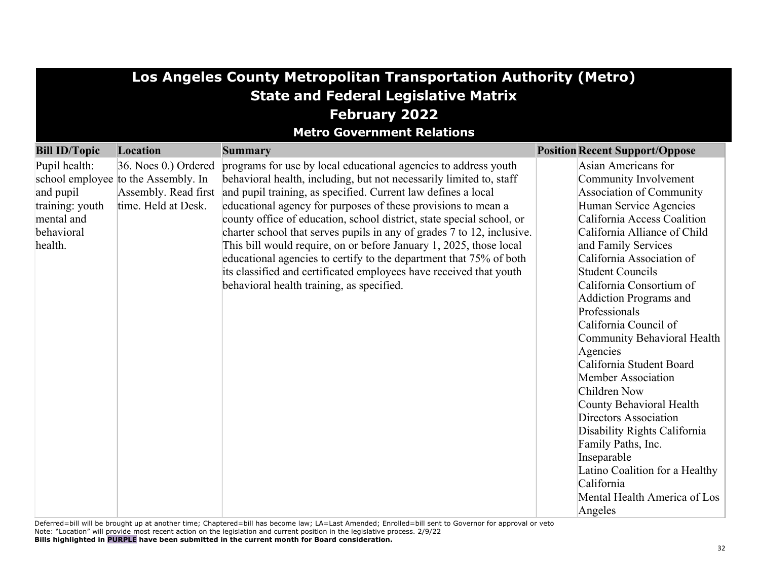# Los Angeles County Metropolitan Transportation Authority (Metro)
## State and Federal Legislative Matrix
## February 2022
### Metro Government Relations

| Bill ID/Topic | Location | Summary | Position | Recent Support/Oppose |
|---|---|---|---|---|
| Pupil health: school employee and pupil training: youth mental and behavioral health. | 36. Noes 0.) Ordered to the Assembly. In Assembly. Read first time. Held at Desk. | programs for use by local educational agencies to address youth behavioral health, including, but not necessarily limited to, staff and pupil training, as specified. Current law defines a local educational agency for purposes of these provisions to mean a county office of education, school district, state special school, or charter school that serves pupils in any of grades 7 to 12, inclusive. This bill would require, on or before January 1, 2025, those local educational agencies to certify to the department that 75% of both its classified and certificated employees have received that youth behavioral health training, as specified. | | Asian Americans for Community Involvement<br>Association of Community Human Service Agencies<br>California Access Coalition<br>California Alliance of Child and Family Services<br>California Association of Student Councils<br>California Consortium of Addiction Programs and Professionals<br>California Council of Community Behavioral Health Agencies<br>California Student Board Member Association<br>Children Now<br>County Behavioral Health Directors Association<br>Disability Rights California<br>Family Paths, Inc.<br>Inseparable<br>Latino Coalition for a Healthy California<br>Mental Health America of Los Angeles |

Deferred=bill will be brought up at another time; Chaptered=bill has become law; LA=Last Amended; Enrolled=bill sent to Governor for approval or veto
Note: "Location" will provide most recent action on the legislation and current position in the legislative process. 2/9/22
**Bills highlighted in PURPLE have been submitted in the current month for Board consideration.**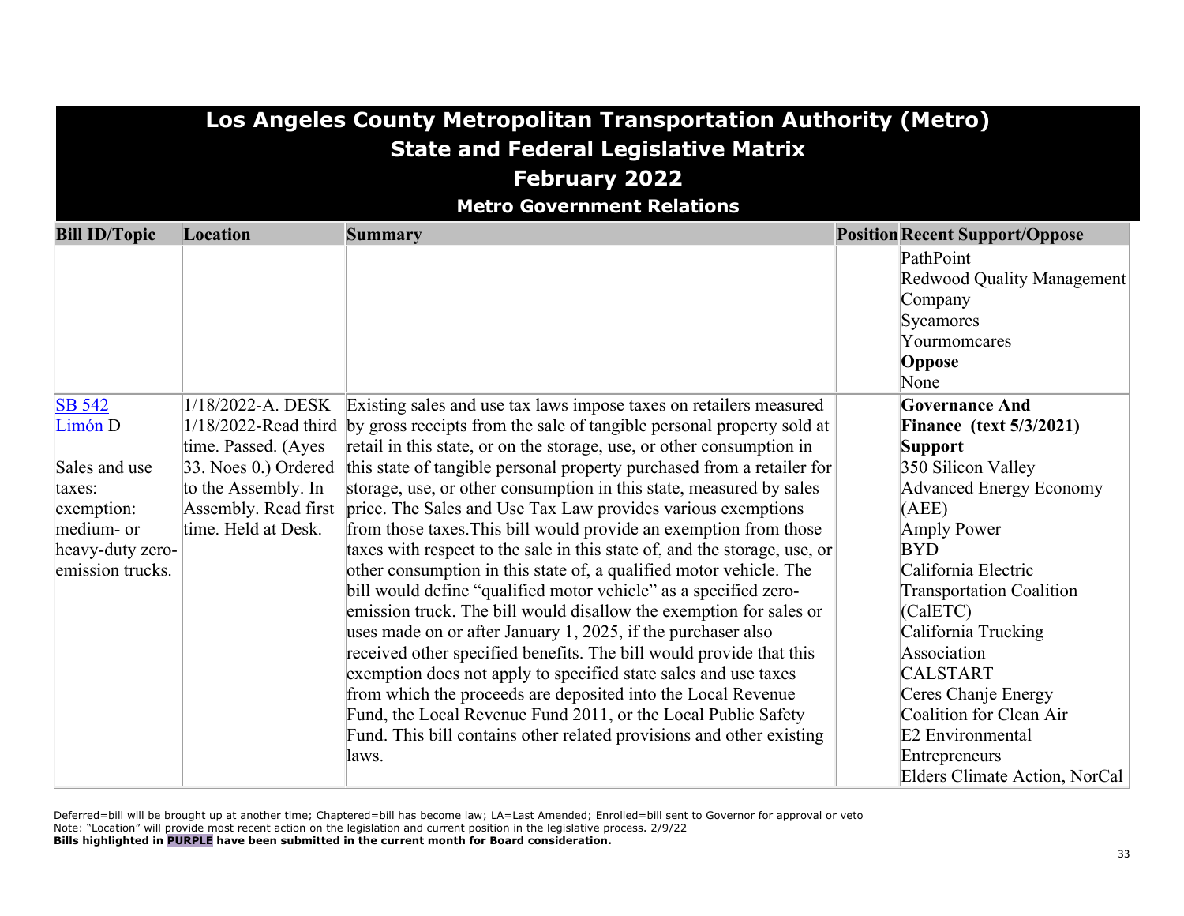# Los Angeles County Metropolitan Transportation Authority (Metro)
## State and Federal Legislative Matrix
## February 2022
### Metro Government Relations

| Bill ID/Topic | Location | Summary | Position | Recent Support/Oppose |
|---|---|---|---|---|
| | | | | PathPoint<br>Redwood Quality Management Company<br>Sycamores<br>Yourmomcares<br>**Oppose**<br>None |
| SB 542<br>Limón D<br><br>Sales and use taxes: exemption: medium- or heavy-duty zero-emission trucks. | 1/18/2022-A. DESK<br>1/18/2022-Read third time. Passed. (Ayes 33. Noes 0.) Ordered to the Assembly. In Assembly. Read first time. Held at Desk. | Existing sales and use tax laws impose taxes on retailers measured by gross receipts from the sale of tangible personal property sold at retail in this state, or on the storage, use, or other consumption in this state of tangible personal property purchased from a retailer for storage, use, or other consumption in this state, measured by sales price. The Sales and Use Tax Law provides various exemptions from those taxes.This bill would provide an exemption from those taxes with respect to the sale in this state of, and the storage, use, or other consumption in this state of, a qualified motor vehicle. The bill would define "qualified motor vehicle" as a specified zero-emission truck. The bill would disallow the exemption for sales or uses made on or after January 1, 2025, if the purchaser also received other specified benefits. The bill would provide that this exemption does not apply to specified state sales and use taxes from which the proceeds are deposited into the Local Revenue Fund, the Local Revenue Fund 2011, or the Local Public Safety Fund. This bill contains other related provisions and other existing laws. | | **Governance And Finance (text 5/3/2021)**<br>**Support**<br>350 Silicon Valley<br>Advanced Energy Economy (AEE)<br>Amply Power<br>BYD<br>California Electric Transportation Coalition (CalETC)<br>California Trucking Association<br>CALSTART<br>Ceres Chanje Energy<br>Coalition for Clean Air<br>E2 Environmental Entrepreneurs<br>Elders Climate Action, NorCal |

Deferred=bill will be brought up at another time; Chaptered=bill has become law; LA=Last Amended; Enrolled=bill sent to Governor for approval or veto
Note: "Location" will provide most recent action on the legislation and current position in the legislative process. 2/9/22
**Bills highlighted in PURPLE have been submitted in the current month for Board consideration.**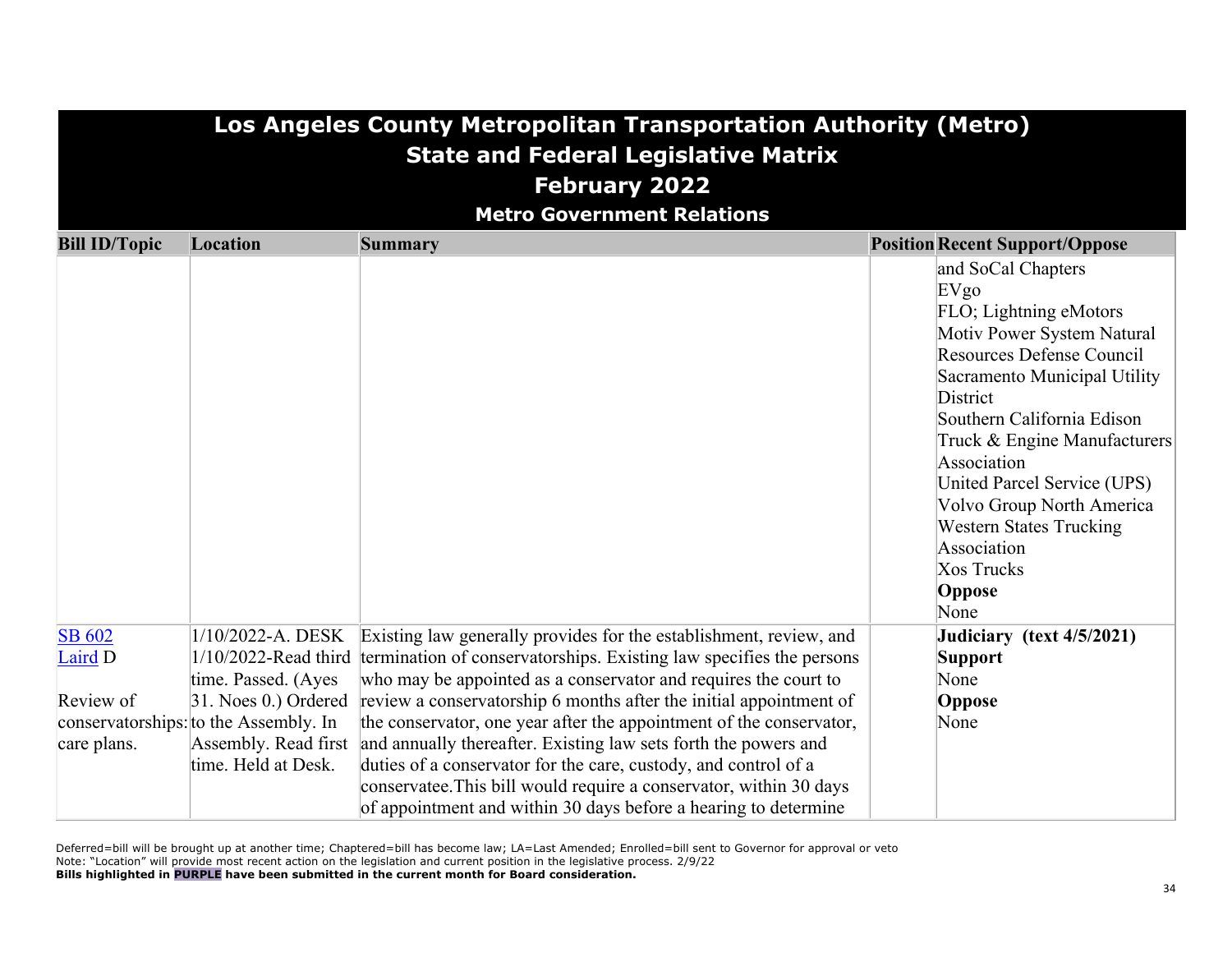# Los Angeles County Metropolitan Transportation Authority (Metro)
## State and Federal Legislative Matrix
## February 2022
### Metro Government Relations

| Bill ID/Topic | Location | Summary | Position | Recent Support/Oppose |
|---|---|---|---|---|
| | | | | and SoCal Chapters<br>EVgo<br>FLO; Lightning eMotors<br>Motiv Power System Natural Resources Defense Council<br>Sacramento Municipal Utility District<br>Southern California Edison<br>Truck & Engine Manufacturers Association<br>United Parcel Service (UPS)<br>Volvo Group North America<br>Western States Trucking Association<br>Xos Trucks<br>**Oppose**<br>None |
| SB 602<br>Laird D<br><br>Review of conservatorships: care plans. | 1/10/2022-A. DESK<br>1/10/2022-Read third time. Passed. (Ayes 31. Noes 0.) Ordered to the Assembly. In Assembly. Read first time. Held at Desk. | Existing law generally provides for the establishment, review, and termination of conservatorships. Existing law specifies the persons who may be appointed as a conservator and requires the court to review a conservatorship 6 months after the initial appointment of the conservator, one year after the appointment of the conservator, and annually thereafter. Existing law sets forth the powers and duties of a conservator for the care, custody, and control of a conservatee.This bill would require a conservator, within 30 days of appointment and within 30 days before a hearing to determine | | **Judiciary (text 4/5/2021)**<br>**Support**<br>None<br>**Oppose**<br>None |

Deferred=bill will be brought up at another time; Chaptered=bill has become law; LA=Last Amended; Enrolled=bill sent to Governor for approval or veto
Note: "Location" will provide most recent action on the legislation and current position in the legislative process. 2/9/22
**Bills highlighted in PURPLE have been submitted in the current month for Board consideration.**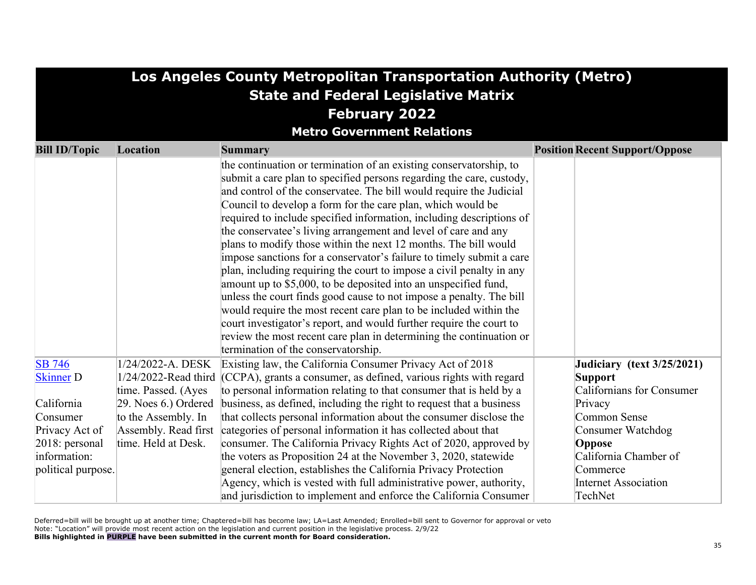# Los Angeles County Metropolitan Transportation Authority (Metro)
## State and Federal Legislative Matrix
## February 2022
### Metro Government Relations

| Bill ID/Topic | Location | Summary | Position | Recent Support/Oppose |
|---|---|---|---|---|
| | | the continuation or termination of an existing conservatorship, to submit a care plan to specified persons regarding the care, custody, and control of the conservatee. The bill would require the Judicial Council to develop a form for the care plan, which would be required to include specified information, including descriptions of the conservatee's living arrangement and level of care and any plans to modify those within the next 12 months. The bill would impose sanctions for a conservator's failure to timely submit a care plan, including requiring the court to impose a civil penalty in any amount up to $5,000, to be deposited into an unspecified fund, unless the court finds good cause to not impose a penalty. The bill would require the most recent care plan to be included within the court investigator's report, and would further require the court to review the most recent care plan in determining the continuation or termination of the conservatorship. | | |
| SB 746 Skinner D<br><br>California Consumer Privacy Act of 2018: personal information: political purpose. | 1/24/2022-A. DESK 1/24/2022-Read third time. Passed. (Ayes 29. Noes 6.) Ordered to the Assembly. In Assembly. Read first time. Held at Desk. | Existing law, the California Consumer Privacy Act of 2018 (CCPA), grants a consumer, as defined, various rights with regard to personal information relating to that consumer that is held by a business, as defined, including the right to request that a business that collects personal information about the consumer disclose the categories of personal information it has collected about that consumer. The California Privacy Rights Act of 2020, approved by the voters as Proposition 24 at the November 3, 2020, statewide general election, establishes the California Privacy Protection Agency, which is vested with full administrative power, authority, and jurisdiction to implement and enforce the California Consumer | | **Judiciary (text 3/25/2021)**<br>**Support**<br>Californians for Consumer Privacy<br>Common Sense<br>Consumer Watchdog<br>**Oppose**<br>California Chamber of Commerce<br>Internet Association<br>TechNet |

Deferred=bill will be brought up at another time; Chaptered=bill has become law; LA=Last Amended; Enrolled=bill sent to Governor for approval or veto
Note: "Location" will provide most recent action on the legislation and current position in the legislative process. 2/9/22
**Bills highlighted in PURPLE have been submitted in the current month for Board consideration.**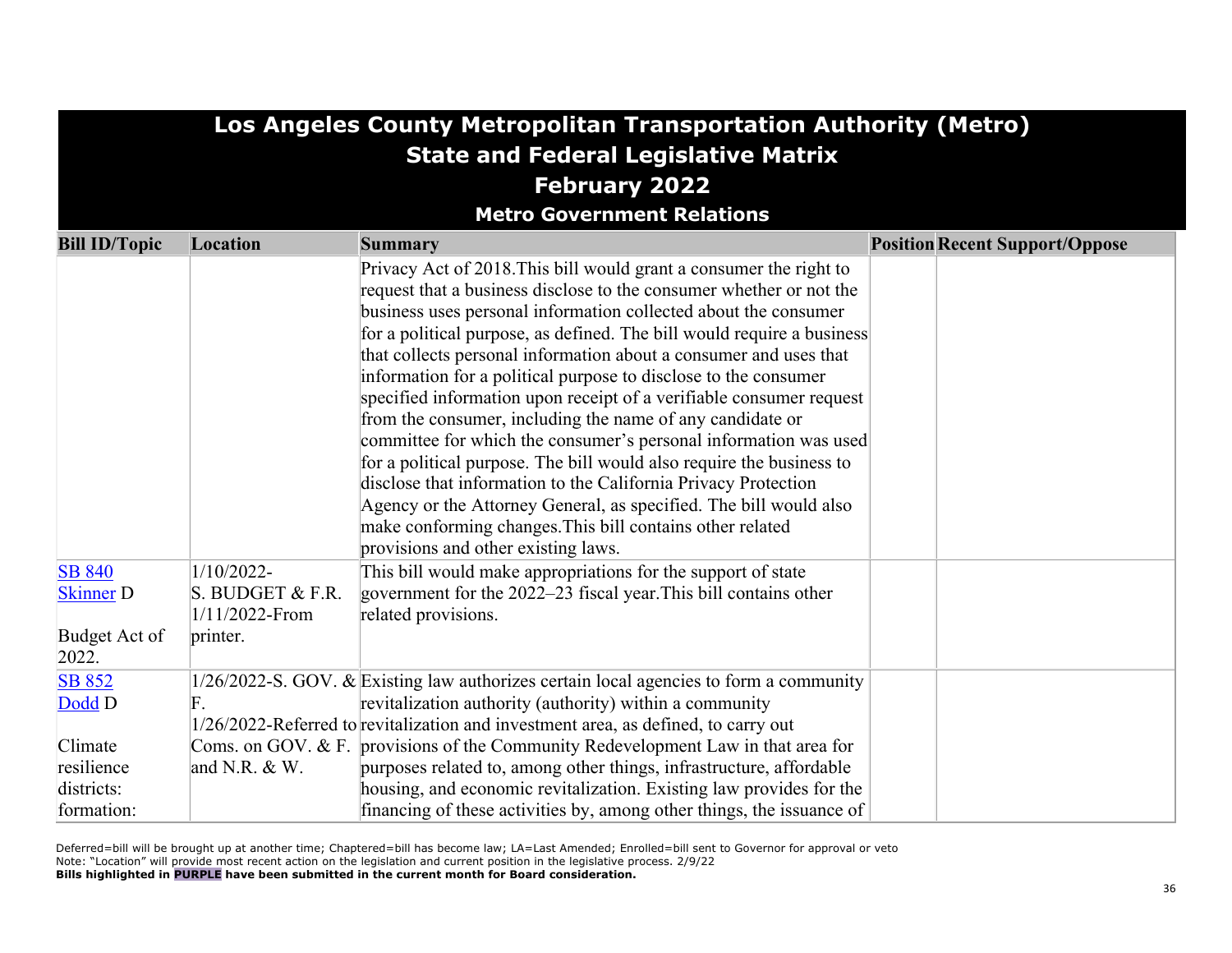# Los Angeles County Metropolitan Transportation Authority (Metro)
## State and Federal Legislative Matrix
## February 2022
### Metro Government Relations

| Bill ID/Topic | Location | Summary | Position | Recent Support/Oppose |
|---|---|---|---|---|
| | | Privacy Act of 2018.This bill would grant a consumer the right to request that a business disclose to the consumer whether or not the business uses personal information collected about the consumer for a political purpose, as defined. The bill would require a business that collects personal information about a consumer and uses that information for a political purpose to disclose to the consumer specified information upon receipt of a verifiable consumer request from the consumer, including the name of any candidate or committee for which the consumer's personal information was used for a political purpose. The bill would also require the business to disclose that information to the California Privacy Protection Agency or the Attorney General, as specified. The bill would also make conforming changes.This bill contains other related provisions and other existing laws. | | |
| SB 840 Skinner D<br><br>Budget Act of 2022. | 1/10/2022-S. BUDGET & F.R.<br>1/11/2022-From printer. | This bill would make appropriations for the support of state government for the 2022–23 fiscal year.This bill contains other related provisions. | | |
| SB 852 Dodd D<br><br>Climate resilience districts: formation: | 1/26/2022-S. GOV. & F.<br>1/26/2022-Referred to Coms. on GOV. & F. and N.R. & W. | Existing law authorizes certain local agencies to form a community revitalization authority (authority) within a community revitalization and investment area, as defined, to carry out provisions of the Community Redevelopment Law in that area for purposes related to, among other things, infrastructure, affordable housing, and economic revitalization. Existing law provides for the financing of these activities by, among other things, the issuance of | | |

Deferred=bill will be brought up at another time; Chaptered=bill has become law; LA=Last Amended; Enrolled=bill sent to Governor for approval or veto
Note: "Location" will provide most recent action on the legislation and current position in the legislative process. 2/9/22
**Bills highlighted in PURPLE have been submitted in the current month for Board consideration.**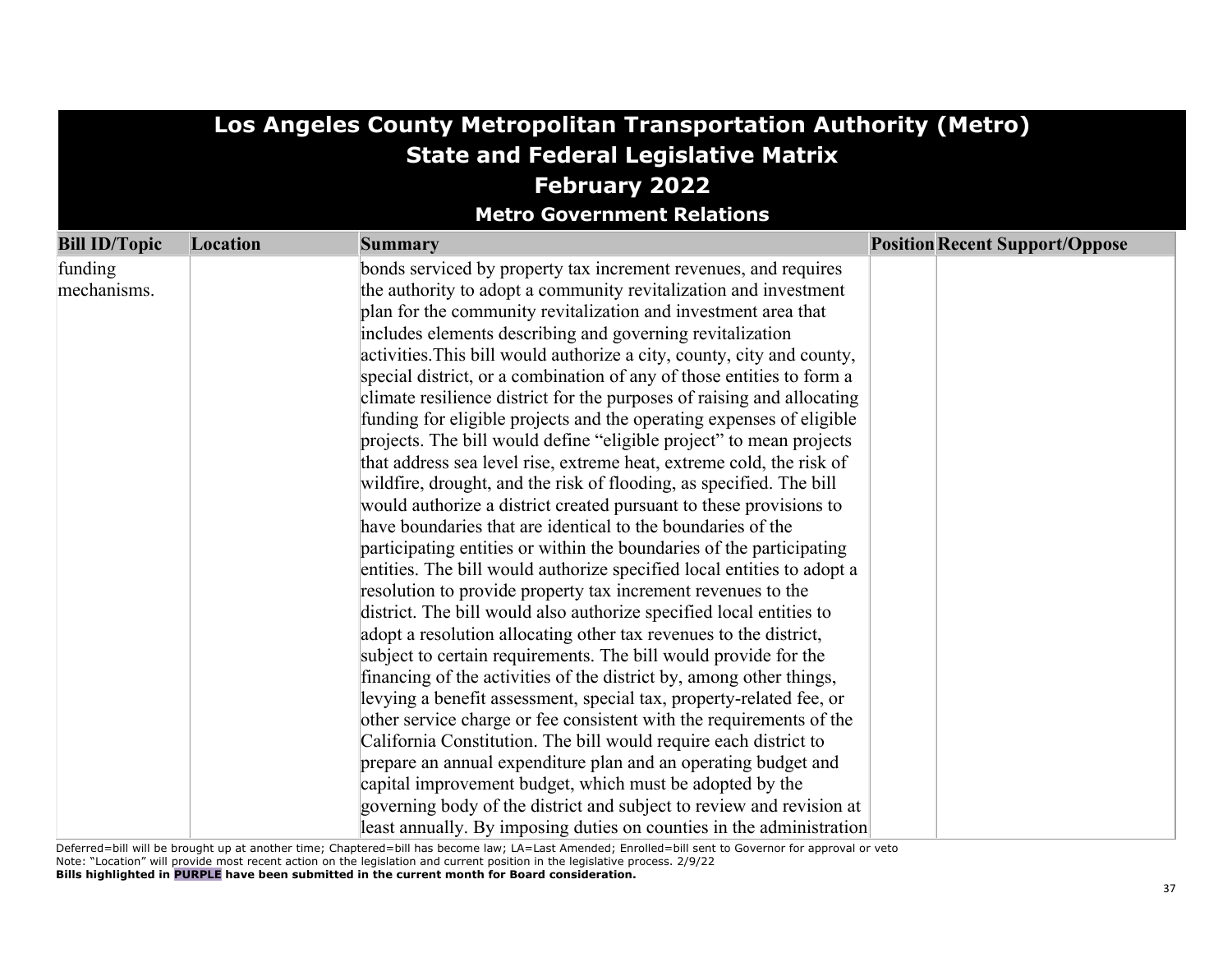# Los Angeles County Metropolitan Transportation Authority (Metro)
## State and Federal Legislative Matrix
## February 2022
### Metro Government Relations

| Bill ID/Topic | Location | Summary | Position | Recent Support/Oppose |
|---|---|---|---|---|
| funding mechanisms. | | bonds serviced by property tax increment revenues, and requires the authority to adopt a community revitalization and investment plan for the community revitalization and investment area that includes elements describing and governing revitalization activities.This bill would authorize a city, county, city and county, special district, or a combination of any of those entities to form a climate resilience district for the purposes of raising and allocating funding for eligible projects and the operating expenses of eligible projects. The bill would define "eligible project" to mean projects that address sea level rise, extreme heat, extreme cold, the risk of wildfire, drought, and the risk of flooding, as specified. The bill would authorize a district created pursuant to these provisions to have boundaries that are identical to the boundaries of the participating entities or within the boundaries of the participating entities. The bill would authorize specified local entities to adopt a resolution to provide property tax increment revenues to the district. The bill would also authorize specified local entities to adopt a resolution allocating other tax revenues to the district, subject to certain requirements. The bill would provide for the financing of the activities of the district by, among other things, levying a benefit assessment, special tax, property-related fee, or other service charge or fee consistent with the requirements of the California Constitution. The bill would require each district to prepare an annual expenditure plan and an operating budget and capital improvement budget, which must be adopted by the governing body of the district and subject to review and revision at least annually. By imposing duties on counties in the administration | | |

Deferred=bill will be brought up at another time; Chaptered=bill has become law; LA=Last Amended; Enrolled=bill sent to Governor for approval or veto
Note: "Location" will provide most recent action on the legislation and current position in the legislative process. 2/9/22
**Bills highlighted in PURPLE have been submitted in the current month for Board consideration.**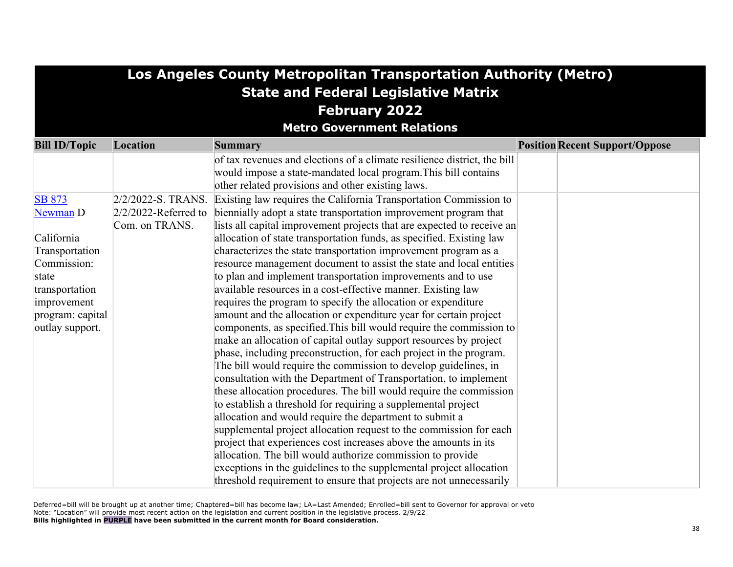# Los Angeles County Metropolitan Transportation Authority (Metro)
## State and Federal Legislative Matrix
## February 2022
### Metro Government Relations

| Bill ID/Topic | Location | Summary | Position | Recent Support/Oppose |
|---|---|---|---|---|
| | | of tax revenues and elections of a climate resilience district, the bill would impose a state-mandated local program.This bill contains other related provisions and other existing laws. | | |
| SB 873 Newman D<br><br>California Transportation Commission: state transportation improvement program: capital outlay support. | 2/2/2022-S. TRANS.<br>2/2/2022-Referred to Com. on TRANS. | Existing law requires the California Transportation Commission to biennially adopt a state transportation improvement program that lists all capital improvement projects that are expected to receive an allocation of state transportation funds, as specified. Existing law characterizes the state transportation improvement program as a resource management document to assist the state and local entities to plan and implement transportation improvements and to use available resources in a cost-effective manner. Existing law requires the program to specify the allocation or expenditure amount and the allocation or expenditure year for certain project components, as specified.This bill would require the commission to make an allocation of capital outlay support resources by project phase, including preconstruction, for each project in the program. The bill would require the commission to develop guidelines, in consultation with the Department of Transportation, to implement these allocation procedures. The bill would require the commission to establish a threshold for requiring a supplemental project allocation and would require the department to submit a supplemental project allocation request to the commission for each project that experiences cost increases above the amounts in its allocation. The bill would authorize commission to provide exceptions in the guidelines to the supplemental project allocation threshold requirement to ensure that projects are not unnecessarily | | |

Deferred=bill will be brought up at another time; Chaptered=bill has become law; LA=Last Amended; Enrolled=bill sent to Governor for approval or veto
Note: "Location" will provide most recent action on the legislation and current position in the legislative process. 2/9/22
**Bills highlighted in PURPLE have been submitted in the current month for Board consideration.**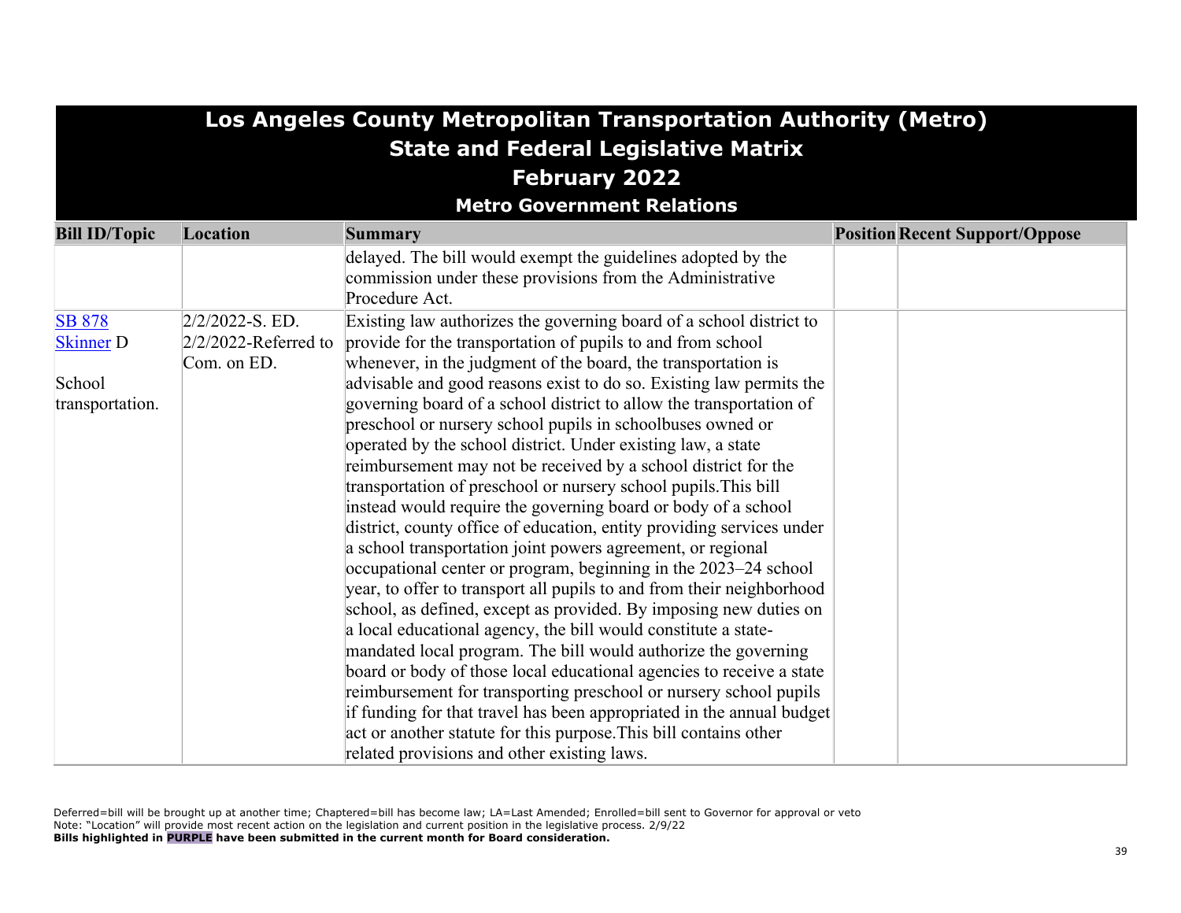# Los Angeles County Metropolitan Transportation Authority (Metro)
## State and Federal Legislative Matrix
## February 2022
### Metro Government Relations

| Bill ID/Topic | Location | Summary | Position | Recent Support/Oppose |
| --- | --- | --- | --- | --- |
| | | delayed. The bill would exempt the guidelines adopted by the commission under these provisions from the Administrative Procedure Act. | | |
| SB 878 Skinner D<br><br>School transportation. | 2/2/2022-S. ED.<br>2/2/2022-Referred to Com. on ED. | Existing law authorizes the governing board of a school district to provide for the transportation of pupils to and from school whenever, in the judgment of the board, the transportation is advisable and good reasons exist to do so. Existing law permits the governing board of a school district to allow the transportation of preschool or nursery school pupils in schoolbuses owned or operated by the school district. Under existing law, a state reimbursement may not be received by a school district for the transportation of preschool or nursery school pupils.This bill instead would require the governing board or body of a school district, county office of education, entity providing services under a school transportation joint powers agreement, or regional occupational center or program, beginning in the 2023–24 school year, to offer to transport all pupils to and from their neighborhood school, as defined, except as provided. By imposing new duties on a local educational agency, the bill would constitute a state-mandated local program. The bill would authorize the governing board or body of those local educational agencies to receive a state reimbursement for transporting preschool or nursery school pupils if funding for that travel has been appropriated in the annual budget act or another statute for this purpose.This bill contains other related provisions and other existing laws. | | |

Deferred=bill will be brought up at another time; Chaptered=bill has become law; LA=Last Amended; Enrolled=bill sent to Governor for approval or veto
Note: "Location" will provide most recent action on the legislation and current position in the legislative process. 2/9/22
**Bills highlighted in PURPLE have been submitted in the current month for Board consideration.**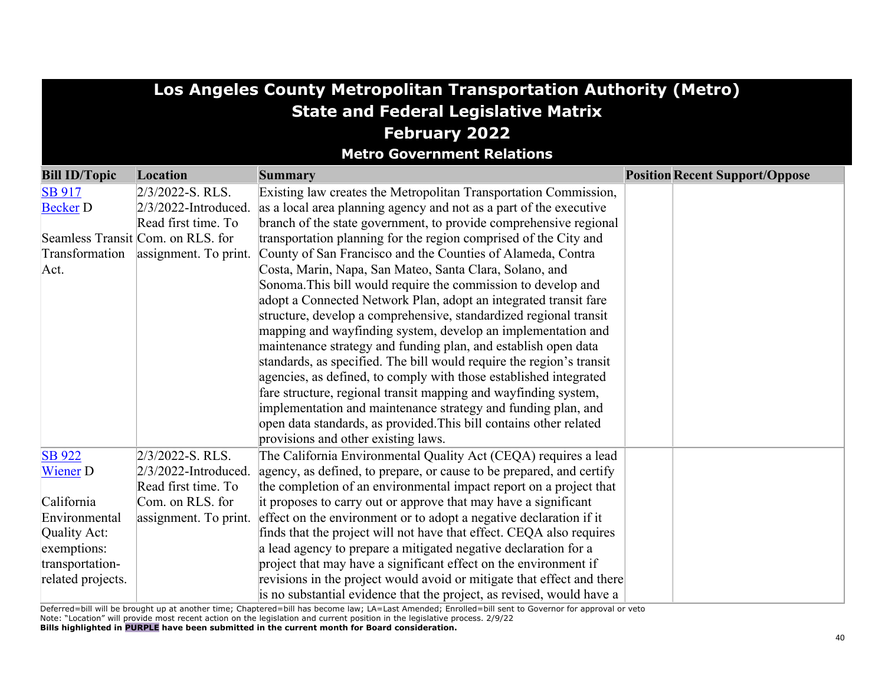# Los Angeles County Metropolitan Transportation Authority (Metro)
## State and Federal Legislative Matrix
## February 2022
### Metro Government Relations

| Bill ID/Topic | Location | Summary | Position | Recent Support/Oppose |
|---|---|---|---|---|
| SB 917<br>Becker D<br><br>Seamless Transit Transformation Act. | 2/3/2022-S. RLS.<br>2/3/2022-Introduced. Read first time. To Com. on RLS. for assignment. To print. | Existing law creates the Metropolitan Transportation Commission, as a local area planning agency and not as a part of the executive branch of the state government, to provide comprehensive regional transportation planning for the region comprised of the City and County of San Francisco and the Counties of Alameda, Contra Costa, Marin, Napa, San Mateo, Santa Clara, Solano, and Sonoma.This bill would require the commission to develop and adopt a Connected Network Plan, adopt an integrated transit fare structure, develop a comprehensive, standardized regional transit mapping and wayfinding system, develop an implementation and maintenance strategy and funding plan, and establish open data standards, as specified. The bill would require the region's transit agencies, as defined, to comply with those established integrated fare structure, regional transit mapping and wayfinding system, implementation and maintenance strategy and funding plan, and open data standards, as provided.This bill contains other related provisions and other existing laws. | | |
| SB 922<br>Wiener D<br><br>California Environmental Quality Act: exemptions: transportation-related projects. | 2/3/2022-S. RLS.<br>2/3/2022-Introduced. Read first time. To Com. on RLS. for assignment. To print. | The California Environmental Quality Act (CEQA) requires a lead agency, as defined, to prepare, or cause to be prepared, and certify the completion of an environmental impact report on a project that it proposes to carry out or approve that may have a significant effect on the environment or to adopt a negative declaration if it finds that the project will not have that effect. CEQA also requires a lead agency to prepare a mitigated negative declaration for a project that may have a significant effect on the environment if revisions in the project would avoid or mitigate that effect and there is no substantial evidence that the project, as revised, would have a | | |

Deferred=bill will be brought up at another time; Chaptered=bill has become law; LA=Last Amended; Enrolled=bill sent to Governor for approval or veto
Note: "Location" will provide most recent action on the legislation and current position in the legislative process. 2/9/22
**Bills highlighted in PURPLE have been submitted in the current month for Board consideration.**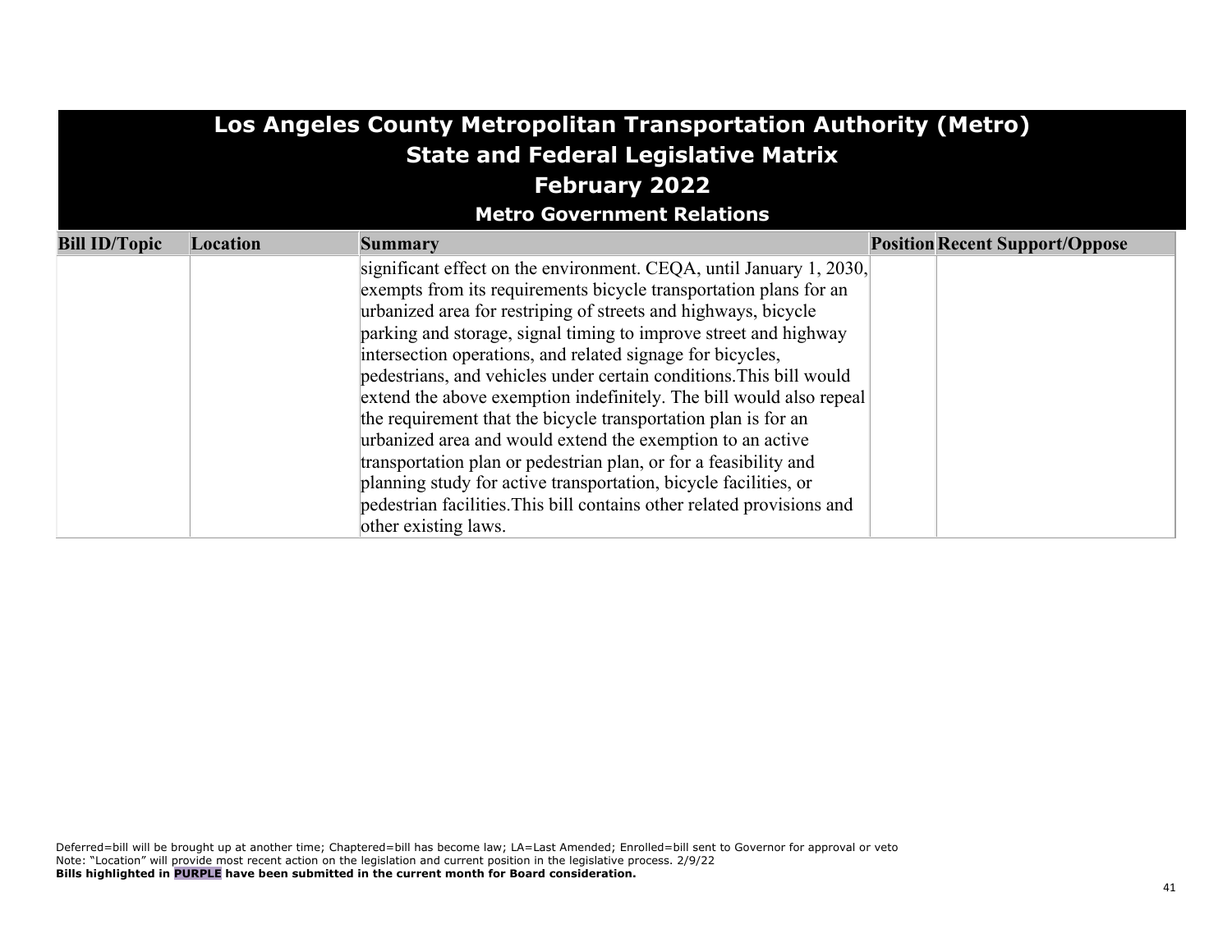# Los Angeles County Metropolitan Transportation Authority (Metro)
## State and Federal Legislative Matrix
## February 2022
### Metro Government Relations

| Bill ID/Topic | Location | Summary | Position | Recent Support/Oppose |
|---|---|---|---|---|
| | | significant effect on the environment. CEQA, until January 1, 2030, exempts from its requirements bicycle transportation plans for an urbanized area for restriping of streets and highways, bicycle parking and storage, signal timing to improve street and highway intersection operations, and related signage for bicycles, pedestrians, and vehicles under certain conditions.This bill would extend the above exemption indefinitely. The bill would also repeal the requirement that the bicycle transportation plan is for an urbanized area and would extend the exemption to an active transportation plan or pedestrian plan, or for a feasibility and planning study for active transportation, bicycle facilities, or pedestrian facilities.This bill contains other related provisions and other existing laws. | | |

Deferred=bill will be brought up at another time; Chaptered=bill has become law; LA=Last Amended; Enrolled=bill sent to Governor for approval or veto
Note: "Location" will provide most recent action on the legislation and current position in the legislative process. 2/9/22
**Bills highlighted in PURPLE have been submitted in the current month for Board consideration.**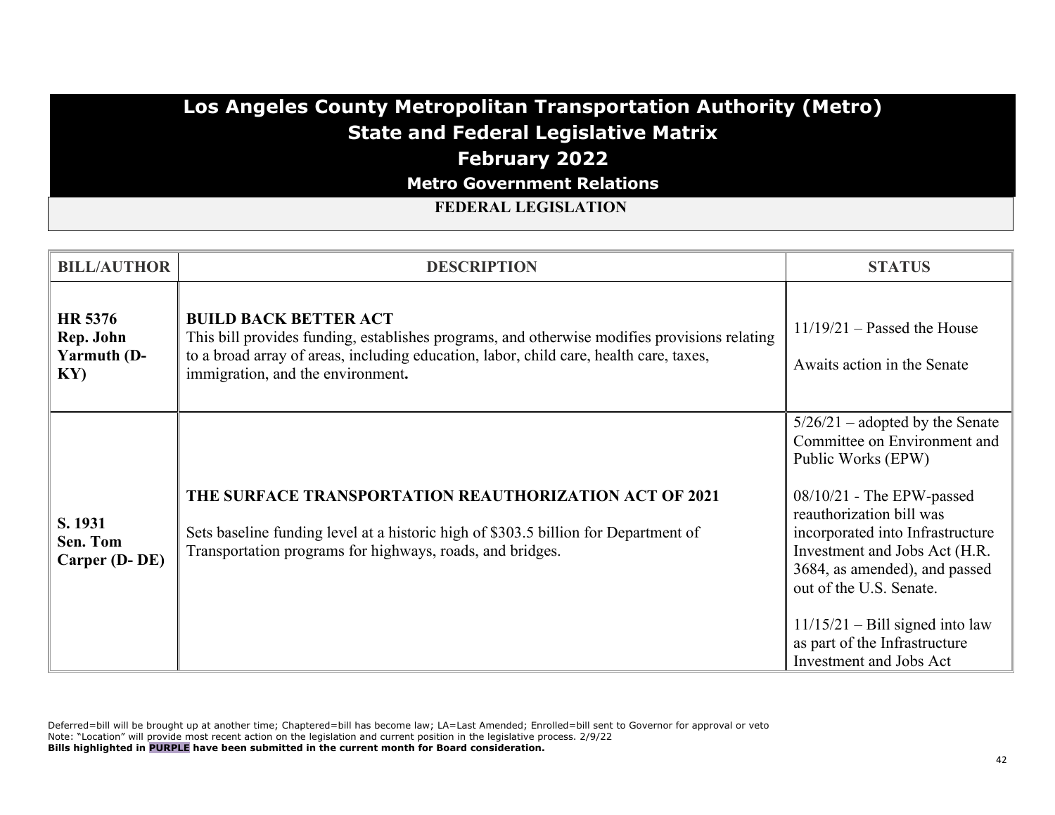# Los Angeles County Metropolitan Transportation Authority (Metro)
## State and Federal Legislative Matrix
## February 2022
### Metro Government Relations

**FEDERAL LEGISLATION**

| BILL/AUTHOR | DESCRIPTION | STATUS |
|---|---|---|
| **HR 5376 Rep. John Yarmuth (D-KY)** | **BUILD BACK BETTER ACT** This bill provides funding, establishes programs, and otherwise modifies provisions relating to a broad array of areas, including education, labor, child care, health care, taxes, immigration, and the environment**.** | 11/19/21 – Passed the House<br><br>Awaits action in the Senate |
| **S. 1931 Sen. Tom Carper (D- DE)** | **THE SURFACE TRANSPORTATION REAUTHORIZATION ACT OF 2021**<br><br>Sets baseline funding level at a historic high of $303.5 billion for Department of Transportation programs for highways, roads, and bridges. | 5/26/21 – adopted by the Senate Committee on Environment and Public Works (EPW)<br><br>08/10/21 - The EPW-passed reauthorization bill was incorporated into Infrastructure Investment and Jobs Act (H.R. 3684, as amended), and passed out of the U.S. Senate.<br><br>11/15/21 – Bill signed into law as part of the Infrastructure Investment and Jobs Act |

Deferred=bill will be brought up at another time; Chaptered=bill has become law; LA=Last Amended; Enrolled=bill sent to Governor for approval or veto
Note: "Location" will provide most recent action on the legislation and current position in the legislative process. 2/9/22
**Bills highlighted in PURPLE have been submitted in the current month for Board consideration.**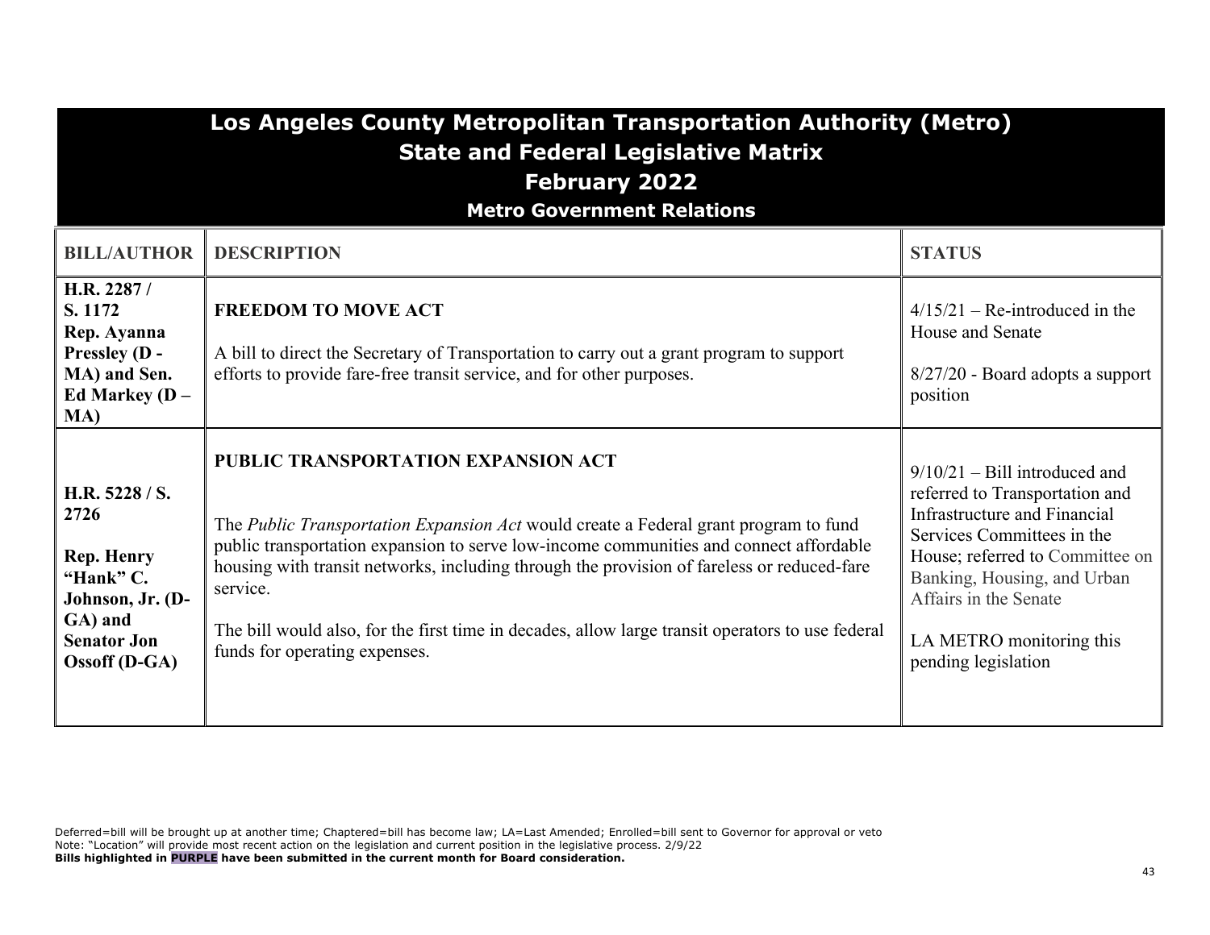# Los Angeles County Metropolitan Transportation Authority (Metro)
## State and Federal Legislative Matrix
## February 2022
### Metro Government Relations

| BILL/AUTHOR | DESCRIPTION | STATUS |
|---|---|---|
| **H.R. 2287 / S. 1172 Rep. Ayanna Pressley (D - MA) and Sen. Ed Markey (D – MA)** | **FREEDOM TO MOVE ACT**<br><br>A bill to direct the Secretary of Transportation to carry out a grant program to support efforts to provide fare-free transit service, and for other purposes. | 4/15/21 – Re-introduced in the House and Senate<br><br>8/27/20 - Board adopts a support position |
| **H.R. 5228 / S. 2726**<br><br>**Rep. Henry "Hank" C. Johnson, Jr. (D-GA) and Senator Jon Ossoff (D-GA)** | **PUBLIC TRANSPORTATION EXPANSION ACT**<br><br>The *Public Transportation Expansion Act* would create a Federal grant program to fund public transportation expansion to serve low-income communities and connect affordable housing with transit networks, including through the provision of fareless or reduced-fare service.<br><br>The bill would also, for the first time in decades, allow large transit operators to use federal funds for operating expenses. | 9/10/21 – Bill introduced and referred to Transportation and Infrastructure and Financial Services Committees in the House; referred to Committee on Banking, Housing, and Urban Affairs in the Senate<br><br>LA METRO monitoring this pending legislation |

Deferred=bill will be brought up at another time; Chaptered=bill has become law; LA=Last Amended; Enrolled=bill sent to Governor for approval or veto
Note: "Location" will provide most recent action on the legislation and current position in the legislative process. 2/9/22
**Bills highlighted in PURPLE have been submitted in the current month for Board consideration.**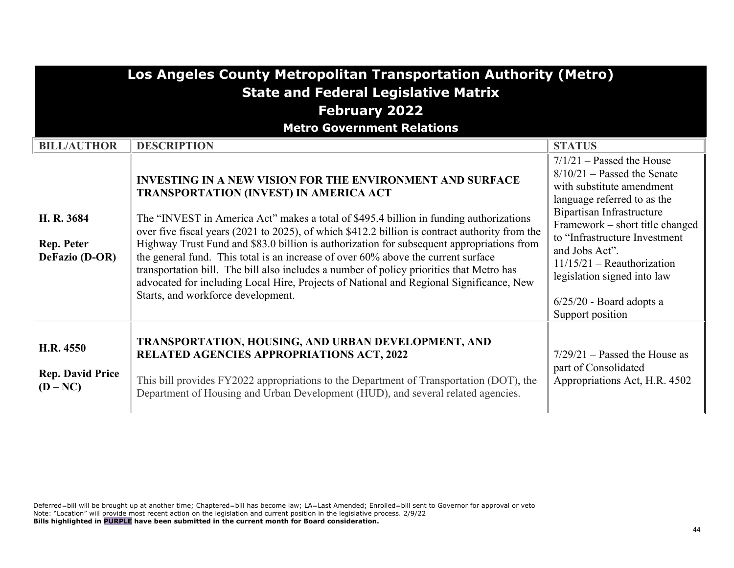# Los Angeles County Metropolitan Transportation Authority (Metro)

## State and Federal Legislative Matrix

## February 2022

### Metro Government Relations

| BILL/AUTHOR | DESCRIPTION | STATUS |
|---|---|---|
| **H. R. 3684**<br><br>**Rep. Peter DeFazio (D-OR)** | **INVESTING IN A NEW VISION FOR THE ENVIRONMENT AND SURFACE TRANSPORTATION (INVEST) IN AMERICA ACT**<br><br>The "INVEST in America Act" makes a total of $495.4 billion in funding authorizations over five fiscal years (2021 to 2025), of which $412.2 billion is contract authority from the Highway Trust Fund and $83.0 billion is authorization for subsequent appropriations from the general fund. This total is an increase of over 60% above the current surface transportation bill. The bill also includes a number of policy priorities that Metro has advocated for including Local Hire, Projects of National and Regional Significance, New Starts, and workforce development. | 7/1/21 – Passed the House<br>8/10/21 – Passed the Senate with substitute amendment language referred to as the Bipartisan Infrastructure Framework – short title changed to "Infrastructure Investment and Jobs Act".<br>11/15/21 – Reauthorization legislation signed into law<br><br>6/25/20 - Board adopts a Support position |
| **H.R. 4550**<br><br>**Rep. David Price (D – NC)** | **TRANSPORTATION, HOUSING, AND URBAN DEVELOPMENT, AND RELATED AGENCIES APPROPRIATIONS ACT, 2022**<br><br>This bill provides FY2022 appropriations to the Department of Transportation (DOT), the Department of Housing and Urban Development (HUD), and several related agencies. | 7/29/21 – Passed the House as part of Consolidated Appropriations Act, H.R. 4502 |

Deferred=bill will be brought up at another time; Chaptered=bill has become law; LA=Last Amended; Enrolled=bill sent to Governor for approval or veto
Note: "Location" will provide most recent action on the legislation and current position in the legislative process. 2/9/22
**Bills highlighted in PURPLE have been submitted in the current month for Board consideration.**